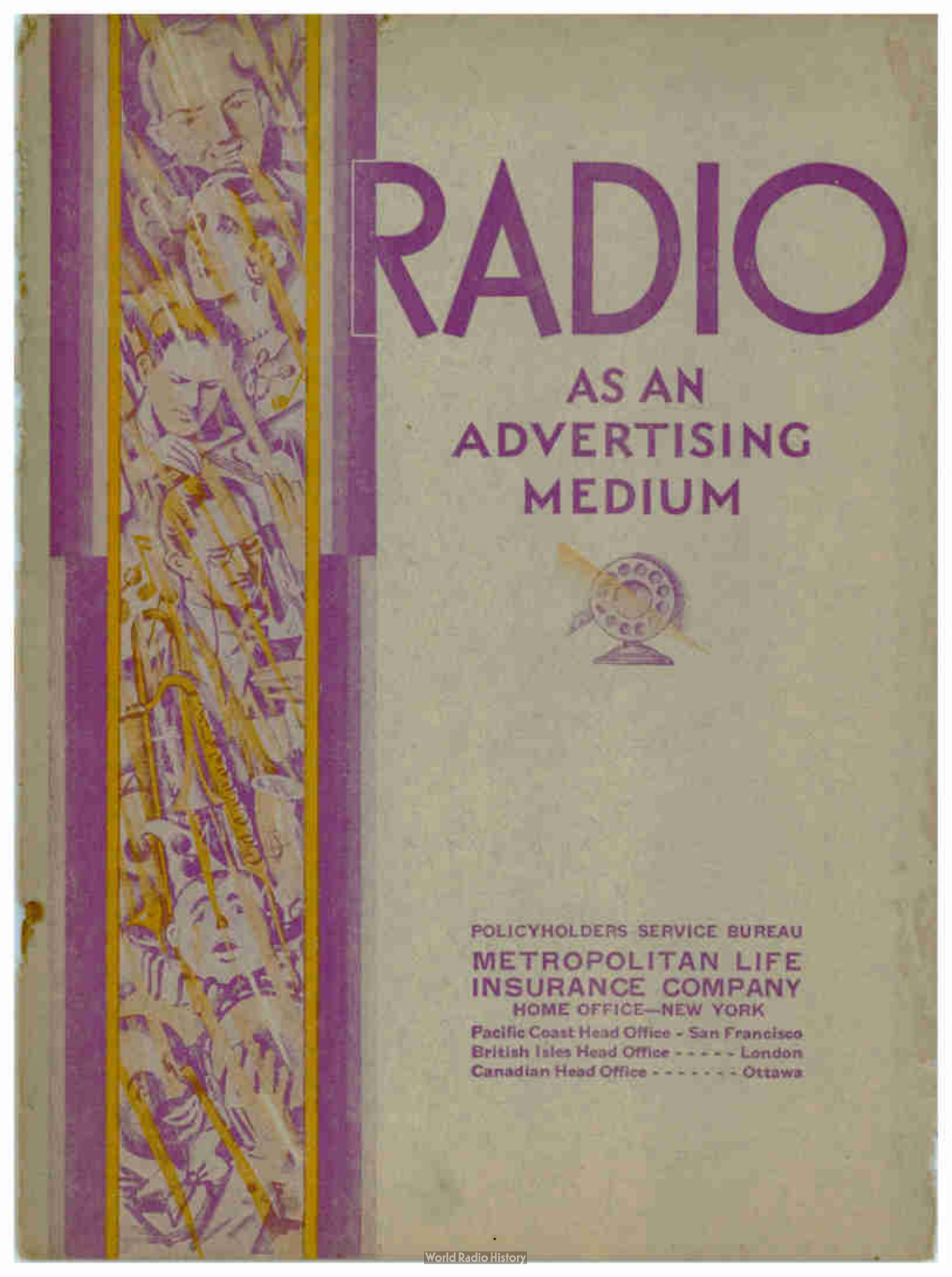# RADIO

## AS AN ADVERTISING MEDIUM

POLICYHOLDERS SERVICE BUREAU

**METROPOLITAN LIFE INSURANCE COMPANY**

HOME OFFICE—NEW YORK

Pacific Coast Head Office - San Francisco
British Isles Head Office - - - - - London
Canadian Head Office - - - - - - - Ottawa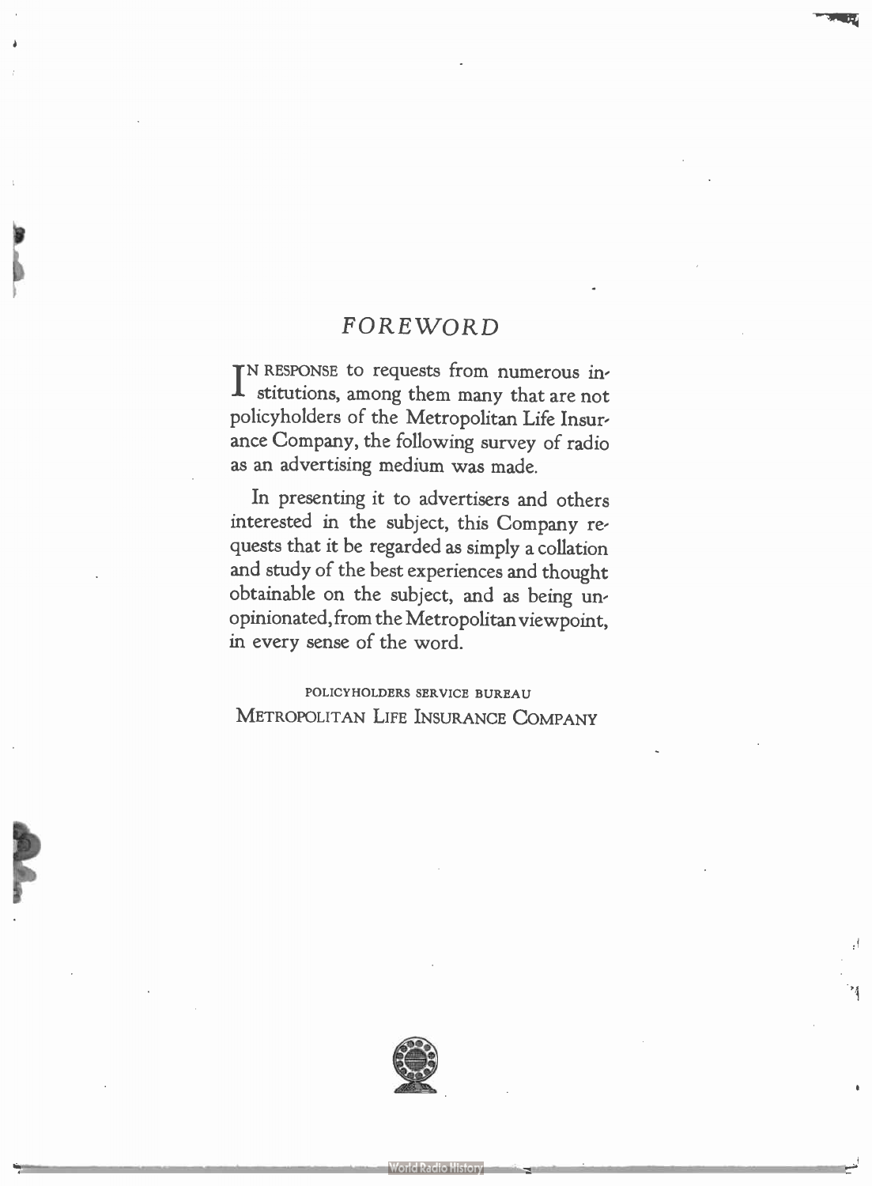## *FOREWORD*

IN RESPONSE to requests from numerous institutions, among them many that are not policyholders of the Metropolitan Life Insurance Company, the following survey of radio as an advertising medium was made.

In presenting it to advertisers and others interested in the subject, this Company requests that it be regarded as simply a collation and study of the best experiences and thought obtainable on the subject, and as being unopinionated, from the Metropolitan viewpoint, in every sense of the word.

POLICYHOLDERS SERVICE BUREAU
METROPOLITAN LIFE INSURANCE COMPANY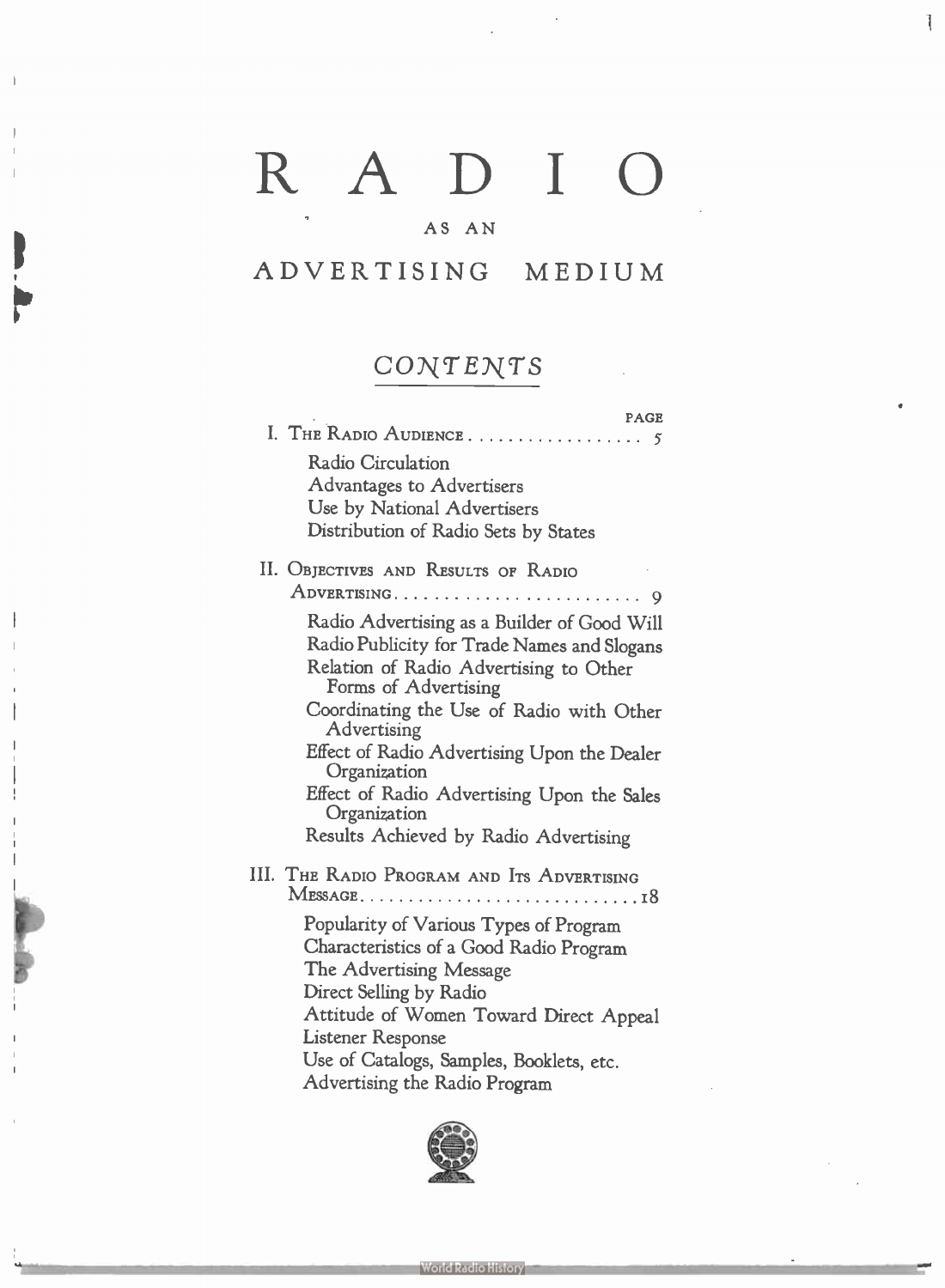# RADIO

AS AN

## ADVERTISING MEDIUM

### CONTENTS

PAGE

I. THE RADIO AUDIENCE .................. 5

- Radio Circulation
- Advantages to Advertisers
- Use by National Advertisers
- Distribution of Radio Sets by States

II. OBJECTIVES AND RESULTS OF RADIO ADVERTISING .......................... 9

- Radio Advertising as a Builder of Good Will
- Radio Publicity for Trade Names and Slogans
- Relation of Radio Advertising to Other Forms of Advertising
- Coordinating the Use of Radio with Other Advertising
- Effect of Radio Advertising Upon the Dealer Organization
- Effect of Radio Advertising Upon the Sales Organization
- Results Achieved by Radio Advertising

III. THE RADIO PROGRAM AND ITS ADVERTISING MESSAGE .............................. 18

- Popularity of Various Types of Program
- Characteristics of a Good Radio Program
- The Advertising Message
- Direct Selling by Radio
- Attitude of Women Toward Direct Appeal
- Listener Response
- Use of Catalogs, Samples, Booklets, etc.
- Advertising the Radio Program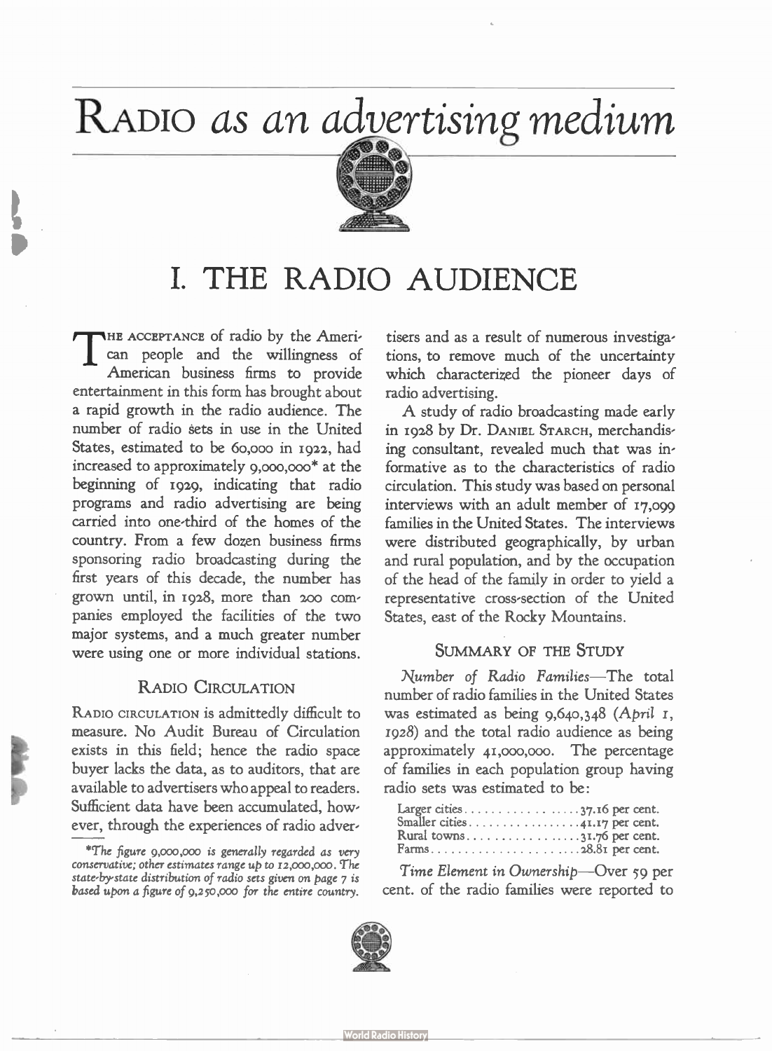# RADIO *as an advertising medium*

## I. THE RADIO AUDIENCE

THE ACCEPTANCE of radio by the American people and the willingness of American business firms to provide entertainment in this form has brought about a rapid growth in the radio audience. The number of radio sets in use in the United States, estimated to be 60,000 in 1922, had increased to approximately 9,000,000* at the beginning of 1929, indicating that radio programs and radio advertising are being carried into one-third of the homes of the country. From a few dozen business firms sponsoring radio broadcasting during the first years of this decade, the number has grown until, in 1928, more than 200 companies employed the facilities of the two major systems, and a much greater number were using one or more individual stations.

### RADIO CIRCULATION

RADIO CIRCULATION is admittedly difficult to measure. No Audit Bureau of Circulation exists in this field; hence the radio space buyer lacks the data, as to auditors, that are available to advertisers who appeal to readers. Sufficient data have been accumulated, however, through the experiences of radio advertisers and as a result of numerous investigations, to remove much of the uncertainty which characterized the pioneer days of radio advertising.

*\*The figure 9,000,000 is generally regarded as very conservative; other estimates range up to 12,000,000. The state-by-state distribution of radio sets given on page 7 is based upon a figure of 9,250,000 for the entire country.*

A study of radio broadcasting made early in 1928 by Dr. DANIEL STARCH, merchandising consultant, revealed much that was informative as to the characteristics of radio circulation. This study was based on personal interviews with an adult member of 17,099 families in the United States. The interviews were distributed geographically, by urban and rural population, and by the occupation of the head of the family in order to yield a representative cross-section of the United States, east of the Rocky Mountains.

### SUMMARY OF THE STUDY

*Number of Radio Families*—The total number of radio families in the United States was estimated as being 9,640,348 (*April 1, 1928*) and the total radio audience as being approximately 41,000,000. The percentage of families in each population group having radio sets was estimated to be:

| | |
|---|---|
| Larger cities | 37.16 per cent. |
| Smaller cities | 41.17 per cent. |
| Rural towns | 31.76 per cent. |
| Farms | 28.81 per cent. |

*Time Element in Ownership*—Over 59 per cent. of the radio families were reported to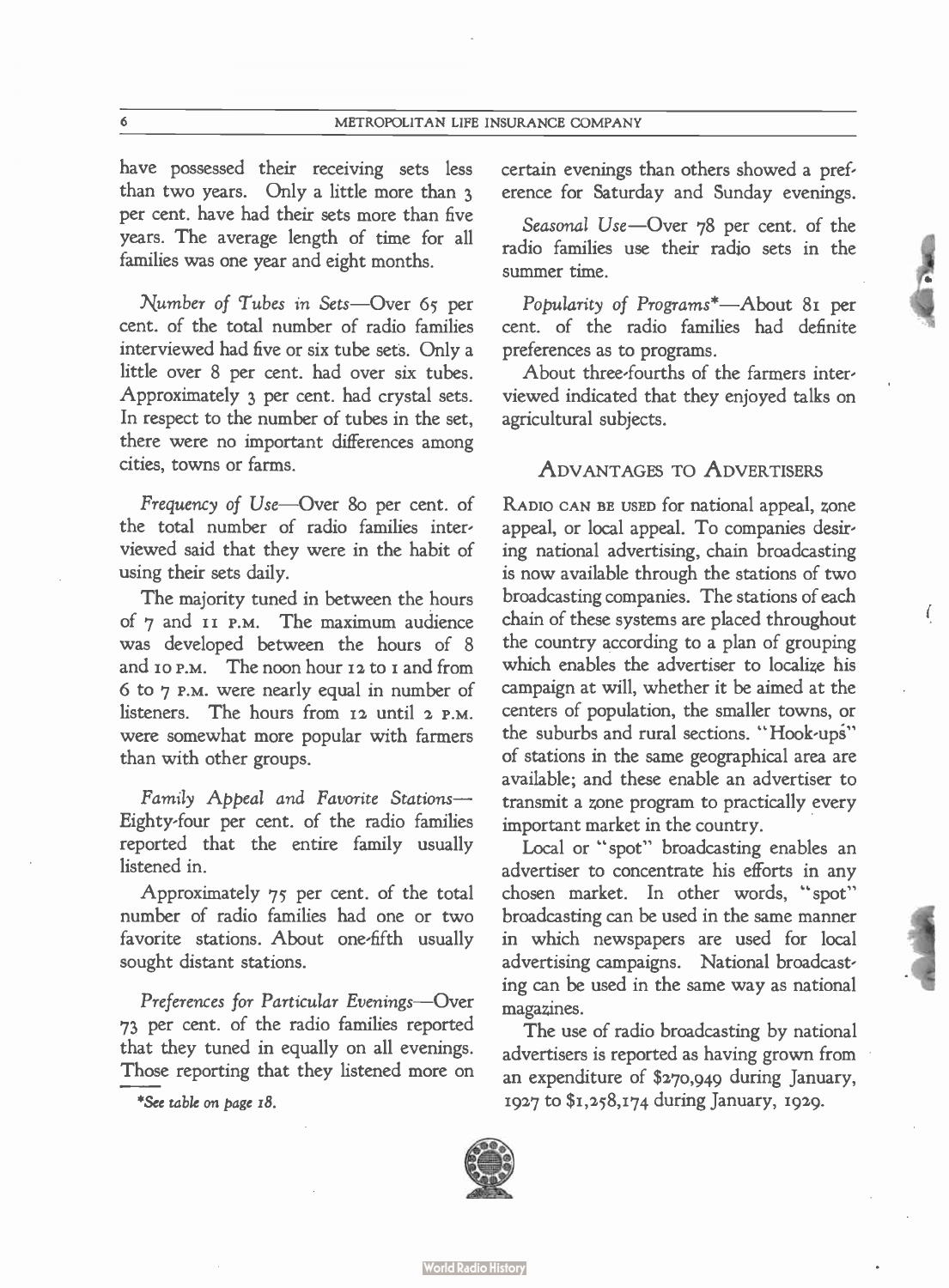have possessed their receiving sets less than two years. Only a little more than 3 per cent. have had their sets more than five years. The average length of time for all families was one year and eight months.

*Number of Tubes in Sets*—Over 65 per cent. of the total number of radio families interviewed had five or six tube sets. Only a little over 8 per cent. had over six tubes. Approximately 3 per cent. had crystal sets. In respect to the number of tubes in the set, there were no important differences among cities, towns or farms.

*Frequency of Use*—Over 80 per cent. of the total number of radio families interviewed said that they were in the habit of using their sets daily.

The majority tuned in between the hours of 7 and 11 P.M. The maximum audience was developed between the hours of 8 and 10 P.M. The noon hour 12 to 1 and from 6 to 7 P.M. were nearly equal in number of listeners. The hours from 12 until 2 P.M. were somewhat more popular with farmers than with other groups.

*Family Appeal and Favorite Stations*—Eighty-four per cent. of the radio families reported that the entire family usually listened in.

Approximately 75 per cent. of the total number of radio families had one or two favorite stations. About one-fifth usually sought distant stations.

*Preferences for Particular Evenings*—Over 73 per cent. of the radio families reported that they tuned in equally on all evenings. Those reporting that they listened more on certain evenings than others showed a preference for Saturday and Sunday evenings.

*Seasonal Use*—Over 78 per cent. of the radio families use their radio sets in the summer time.

*Popularity of Programs**—About 81 per cent. of the radio families had definite preferences as to programs.

About three-fourths of the farmers interviewed indicated that they enjoyed talks on agricultural subjects.

*See table on page 18.

## Advantages to Advertisers

Radio can be used for national appeal, zone appeal, or local appeal. To companies desiring national advertising, chain broadcasting is now available through the stations of two broadcasting companies. The stations of each chain of these systems are placed throughout the country according to a plan of grouping which enables the advertiser to localize his campaign at will, whether it be aimed at the centers of population, the smaller towns, or the suburbs and rural sections. "Hook-ups" of stations in the same geographical area are available; and these enable an advertiser to transmit a zone program to practically every important market in the country.

Local or "spot" broadcasting enables an advertiser to concentrate his efforts in any chosen market. In other words, "spot" broadcasting can be used in the same manner in which newspapers are used for local advertising campaigns. National broadcasting can be used in the same way as national magazines.

The use of radio broadcasting by national advertisers is reported as having grown from an expenditure of $270,949 during January, 1927 to $1,258,174 during January, 1929.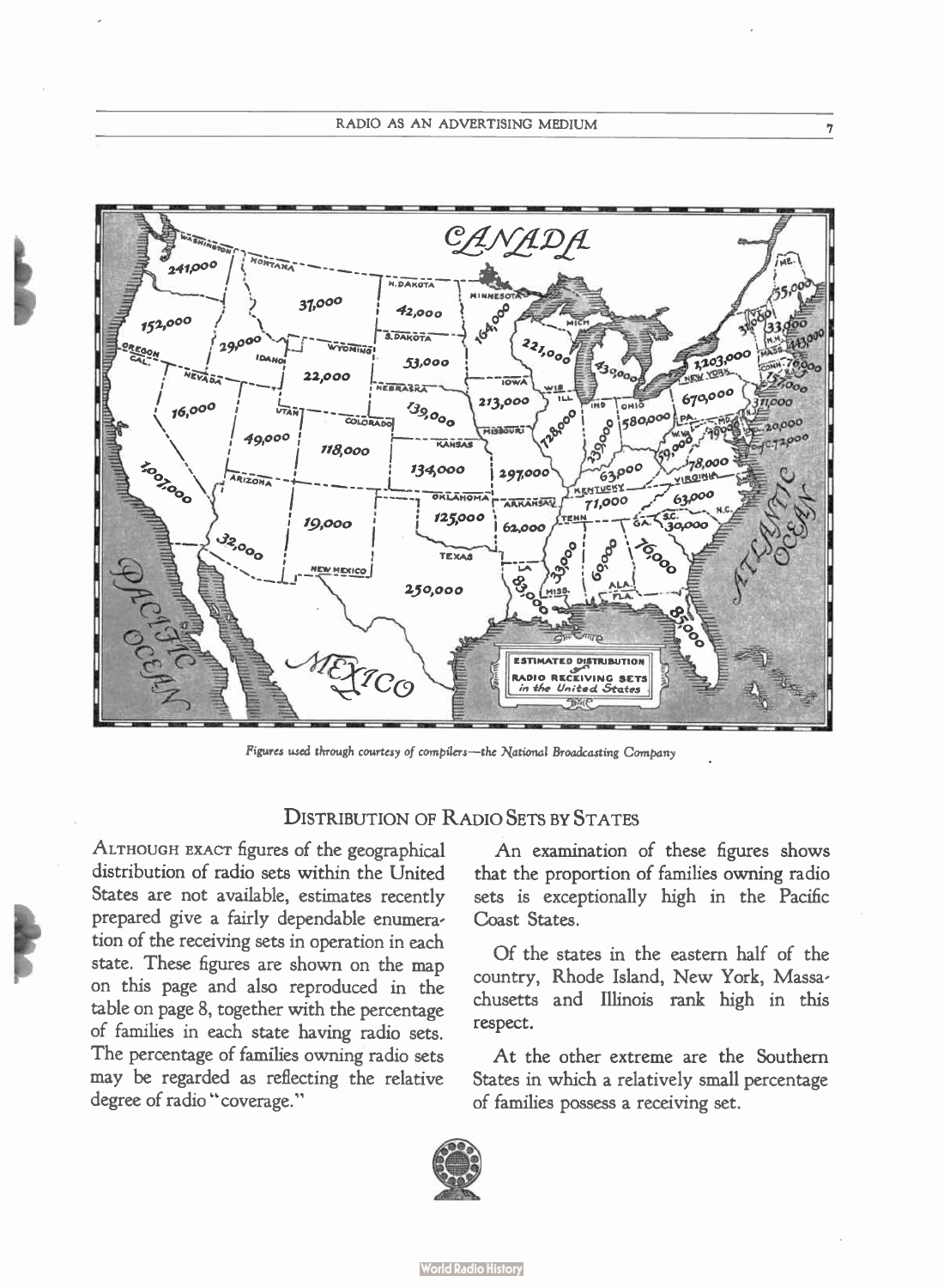Figures used through courtesy of compilers—the National Broadcasting Company

## Distribution of Radio Sets by States

Although exact figures of the geographical distribution of radio sets within the United States are not available, estimates recently prepared give a fairly dependable enumeration of the receiving sets in operation in each state. These figures are shown on the map on this page and also reproduced in the table on page 8, together with the percentage of families in each state having radio sets. The percentage of families owning radio sets may be regarded as reflecting the relative degree of radio "coverage."

An examination of these figures shows that the proportion of families owning radio sets is exceptionally high in the Pacific Coast States.

Of the states in the eastern half of the country, Rhode Island, New York, Massachusetts and Illinois rank high in this respect.

At the other extreme are the Southern States in which a relatively small percentage of families possess a receiving set.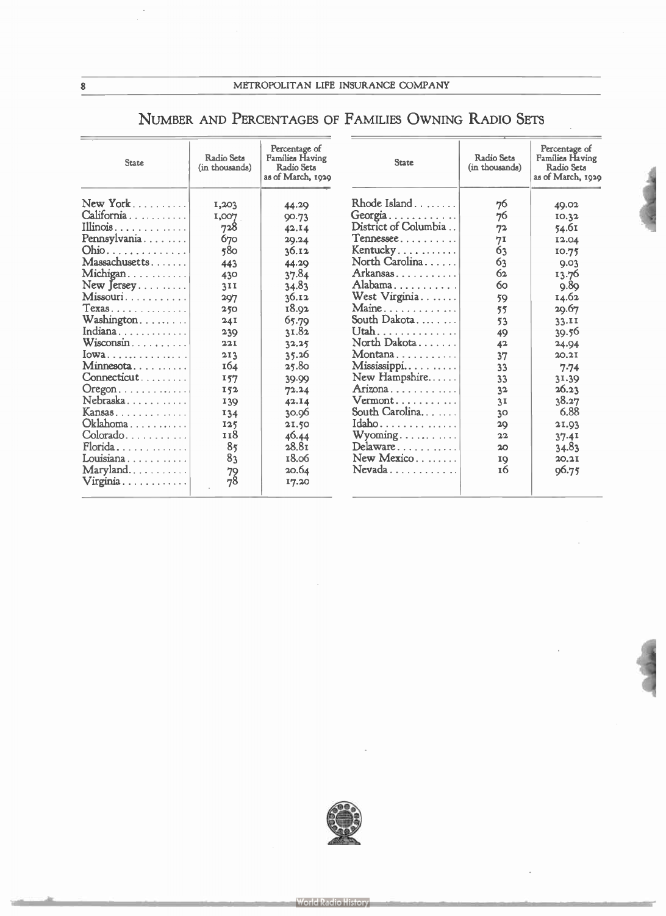## Number and Percentages of Families Owning Radio Sets

| State | Radio Sets (in thousands) | Percentage of Families Having Radio Sets as of March, 1929 | State | Radio Sets (in thousands) | Percentage of Families Having Radio Sets as of March, 1929 |
|---|---|---|---|---|---|
| New York | 1,203 | 44.29 | Rhode Island | 76 | 49.02 |
| California | 1,007 | 90.73 | Georgia | 76 | 10.32 |
| Illinois | 728 | 42.14 | District of Columbia | 72 | 54.61 |
| Pennsylvania | 670 | 29.24 | Tennessee | 71 | 12.04 |
| Ohio | 580 | 36.12 | Kentucky | 63 | 10.75 |
| Massachusetts | 443 | 44.29 | North Carolina | 63 | 9.03 |
| Michigan | 430 | 37.84 | Arkansas | 62 | 13.76 |
| New Jersey | 311 | 34.83 | Alabama | 60 | 9.89 |
| Missouri | 297 | 36.12 | West Virginia | 59 | 14.62 |
| Texas | 250 | 18.92 | Maine | 55 | 29.67 |
| Washington | 241 | 65.79 | South Dakota | 53 | 33.11 |
| Indiana | 239 | 31.82 | Utah | 49 | 39.56 |
| Wisconsin | 221 | 32.25 | North Dakota | 42 | 24.94 |
| Iowa | 213 | 35.26 | Montana | 37 | 20.21 |
| Minnesota | 164 | 25.80 | Mississippi | 33 | 7.74 |
| Connecticut | 157 | 39.99 | New Hampshire | 33 | 31.39 |
| Oregon | 152 | 72.24 | Arizona | 32 | 26.23 |
| Nebraska | 139 | 42.14 | Vermont | 31 | 38.27 |
| Kansas | 134 | 30.96 | South Carolina | 30 | 6.88 |
| Oklahoma | 125 | 21.50 | Idaho | 29 | 21.93 |
| Colorado | 118 | 46.44 | Wyoming | 22 | 37.41 |
| Florida | 85 | 28.81 | Delaware | 20 | 34.83 |
| Louisiana | 83 | 18.06 | New Mexico | 19 | 20.21 |
| Maryland | 79 | 20.64 | Nevada | 16 | 96.75 |
| Virginia | 78 | 17.20 | | | |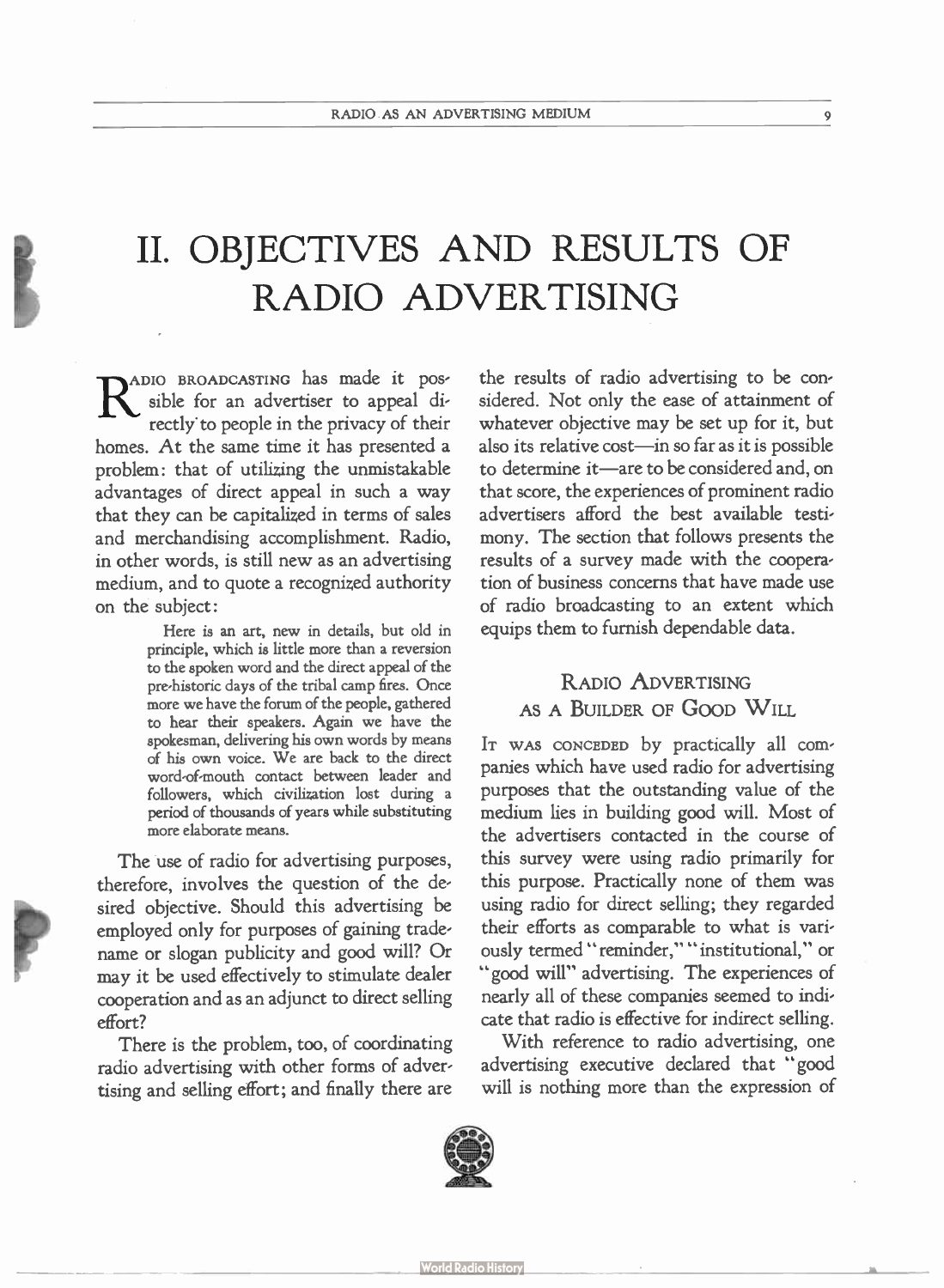# II. OBJECTIVES AND RESULTS OF RADIO ADVERTISING

RADIO BROADCASTING has made it possible for an advertiser to appeal directly to people in the privacy of their homes. At the same time it has presented a problem: that of utilizing the unmistakable advantages of direct appeal in such a way that they can be capitalized in terms of sales and merchandising accomplishment. Radio, in other words, is still new as an advertising medium, and to quote a recognized authority on the subject:

> Here is an art, new in details, but old in principle, which is little more than a reversion to the spoken word and the direct appeal of the pre-historic days of the tribal camp fires. Once more we have the forum of the people, gathered to hear their speakers. Again we have the spokesman, delivering his own words by means of his own voice. We are back to the direct word-of-mouth contact between leader and followers, which civilization lost during a period of thousands of years while substituting more elaborate means.

The use of radio for advertising purposes, therefore, involves the question of the desired objective. Should this advertising be employed only for purposes of gaining trade-name or slogan publicity and good will? Or may it be used effectively to stimulate dealer cooperation and as an adjunct to direct selling effort?

There is the problem, too, of coordinating radio advertising with other forms of advertising and selling effort; and finally there are the results of radio advertising to be considered. Not only the ease of attainment of whatever objective may be set up for it, but also its relative cost—in so far as it is possible to determine it—are to be considered and, on that score, the experiences of prominent radio advertisers afford the best available testimony. The section that follows presents the results of a survey made with the cooperation of business concerns that have made use of radio broadcasting to an extent which equips them to furnish dependable data.

## RADIO ADVERTISING AS A BUILDER OF GOOD WILL

IT WAS CONCEDED by practically all companies which have used radio for advertising purposes that the outstanding value of the medium lies in building good will. Most of the advertisers contacted in the course of this survey were using radio primarily for this purpose. Practically none of them was using radio for direct selling; they regarded their efforts as comparable to what is variously termed "reminder," "institutional," or "good will" advertising. The experiences of nearly all of these companies seemed to indicate that radio is effective for indirect selling.

With reference to radio advertising, one advertising executive declared that "good will is nothing more than the expression of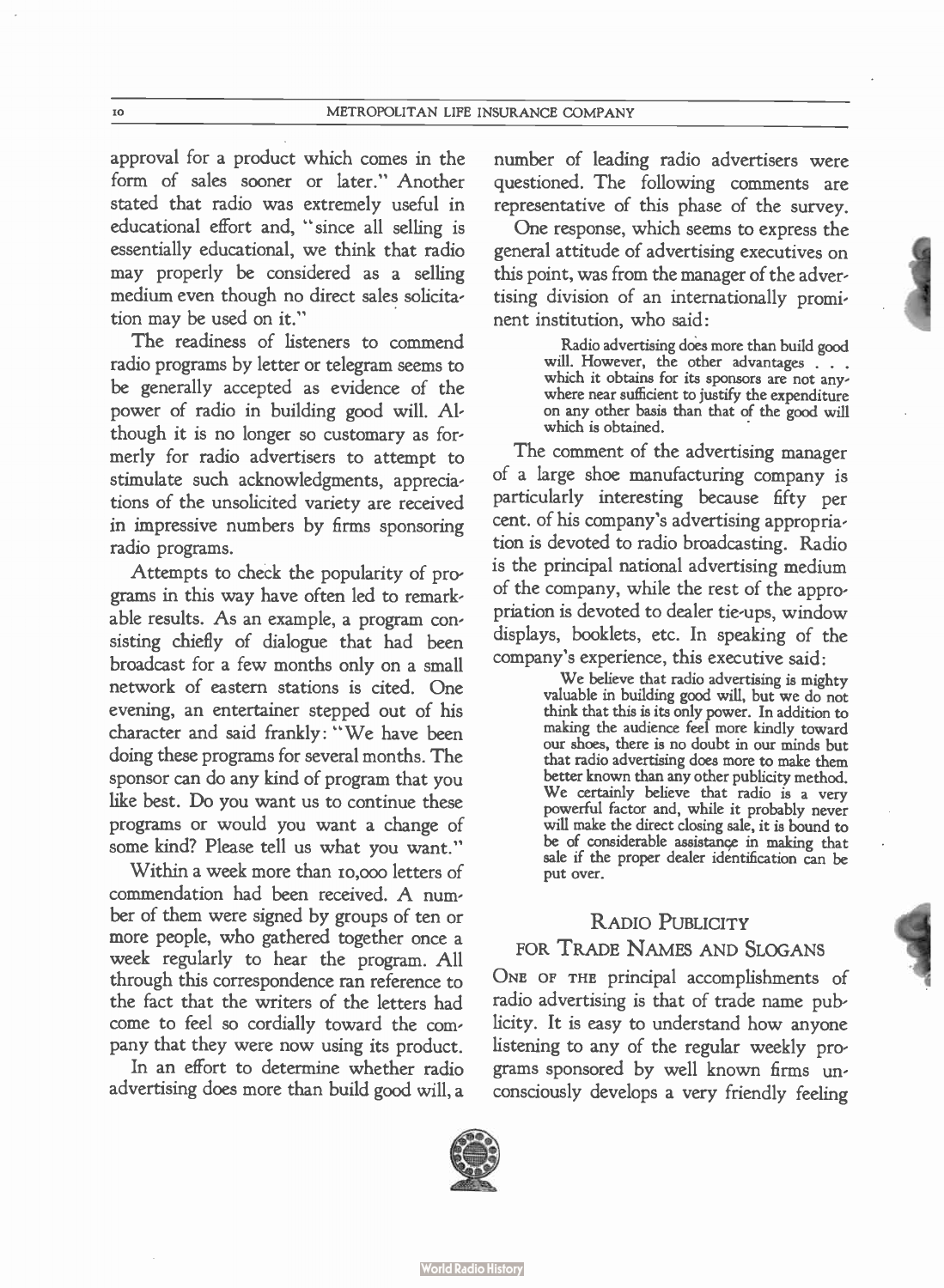approval for a product which comes in the form of sales sooner or later." Another stated that radio was extremely useful in educational effort and, "since all selling is essentially educational, we think that radio may properly be considered as a selling medium even though no direct sales solicitation may be used on it."

The readiness of listeners to commend radio programs by letter or telegram seems to be generally accepted as evidence of the power of radio in building good will. Although it is no longer so customary as formerly for radio advertisers to attempt to stimulate such acknowledgments, appreciations of the unsolicited variety are received in impressive numbers by firms sponsoring radio programs.

Attempts to check the popularity of programs in this way have often led to remarkable results. As an example, a program consisting chiefly of dialogue that had been broadcast for a few months only on a small network of eastern stations is cited. One evening, an entertainer stepped out of his character and said frankly: "We have been doing these programs for several months. The sponsor can do any kind of program that you like best. Do you want us to continue these programs or would you want a change of some kind? Please tell us what you want."

Within a week more than 10,000 letters of commendation had been received. A number of them were signed by groups of ten or more people, who gathered together once a week regularly to hear the program. All through this correspondence ran reference to the fact that the writers of the letters had come to feel so cordially toward the company that they were now using its product.

In an effort to determine whether radio advertising does more than build good will, a number of leading radio advertisers were questioned. The following comments are representative of this phase of the survey.

One response, which seems to express the general attitude of advertising executives on this point, was from the manager of the advertising division of an internationally prominent institution, who said:

> Radio advertising does more than build good will. However, the other advantages . . . which it obtains for its sponsors are not anywhere near sufficient to justify the expenditure on any other basis than that of the good will which is obtained.

The comment of the advertising manager of a large shoe manufacturing company is particularly interesting because fifty per cent. of his company's advertising appropriation is devoted to radio broadcasting. Radio is the principal national advertising medium of the company, while the rest of the appropriation is devoted to dealer tie-ups, window displays, booklets, etc. In speaking of the company's experience, this executive said:

> We believe that radio advertising is mighty valuable in building good will, but we do not think that this is its only power. In addition to making the audience feel more kindly toward our shoes, there is no doubt in our minds but that radio advertising does more to make them better known than any other publicity method. We certainly believe that radio is a very powerful factor and, while it probably never will make the direct closing sale, it is bound to be of considerable assistance in making that sale if the proper dealer identification can be put over.

## Radio Publicity for Trade Names and Slogans

One of the principal accomplishments of radio advertising is that of trade name publicity. It is easy to understand how anyone listening to any of the regular weekly programs sponsored by well known firms unconsciously develops a very friendly feeling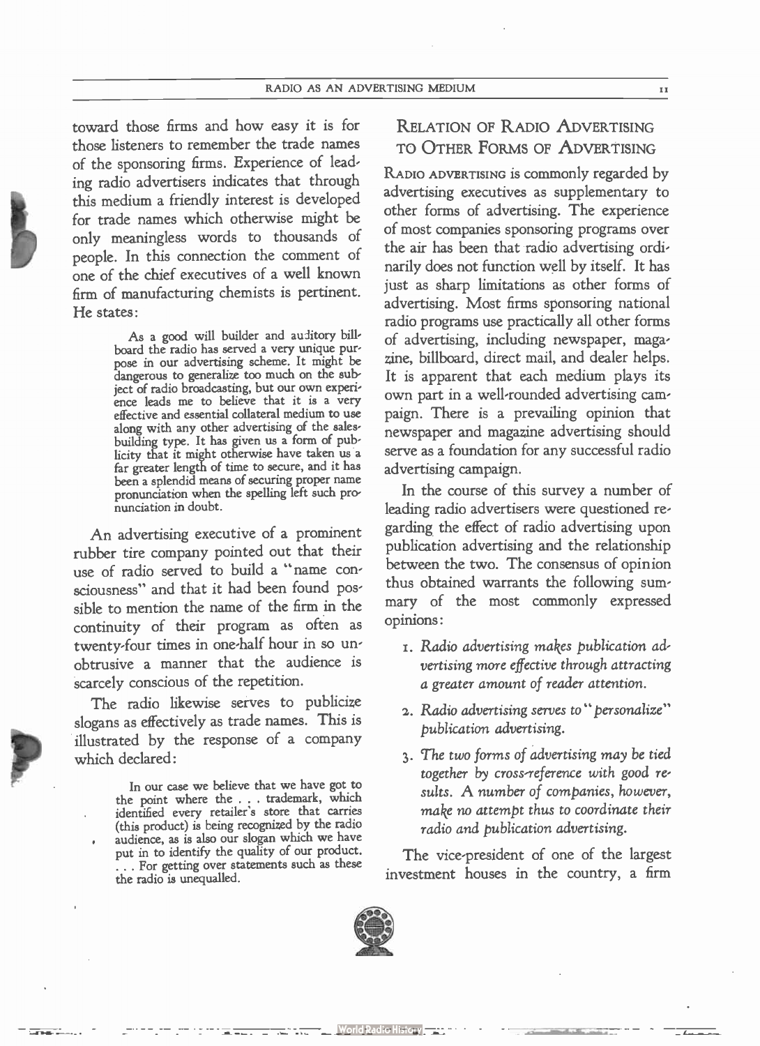toward those firms and how easy it is for those listeners to remember the trade names of the sponsoring firms. Experience of leading radio advertisers indicates that through this medium a friendly interest is developed for trade names which otherwise might be only meaningless words to thousands of people. In this connection the comment of one of the chief executives of a well known firm of manufacturing chemists is pertinent. He states:

> As a good will builder and auditory billboard the radio has served a very unique purpose in our advertising scheme. It might be dangerous to generalize too much on the subject of radio broadcasting, but our own experience leads me to believe that it is a very effective and essential collateral medium to use along with any other advertising of the sales-building type. It has given us a form of publicity that it might otherwise have taken us a far greater length of time to secure, and it has been a splendid means of securing proper name pronunciation when the spelling left such pronunciation in doubt.

An advertising executive of a prominent rubber tire company pointed out that their use of radio served to build a "name consciousness" and that it had been found possible to mention the name of the firm in the continuity of their program as often as twenty-four times in one-half hour in so unobtrusive a manner that the audience is scarcely conscious of the repetition.

The radio likewise serves to publicize slogans as effectively as trade names. This is illustrated by the response of a company which declared:

> In our case we believe that we have got to the point where the . . . trademark, which identified every retailer's store that carries (this product) is being recognized by the radio audience, as is also our slogan which we have put in to identify the quality of our product. . . . For getting over statements such as these the radio is unequalled.

## Relation of Radio Advertising to Other Forms of Advertising

Radio advertising is commonly regarded by advertising executives as supplementary to other forms of advertising. The experience of most companies sponsoring programs over the air has been that radio advertising ordinarily does not function well by itself. It has just as sharp limitations as other forms of advertising. Most firms sponsoring national radio programs use practically all other forms of advertising, including newspaper, magazine, billboard, direct mail, and dealer helps. It is apparent that each medium plays its own part in a well-rounded advertising campaign. There is a prevailing opinion that newspaper and magazine advertising should serve as a foundation for any successful radio advertising campaign.

In the course of this survey a number of leading radio advertisers were questioned regarding the effect of radio advertising upon publication advertising and the relationship between the two. The consensus of opinion thus obtained warrants the following summary of the most commonly expressed opinions:

1. *Radio advertising makes publication advertising more effective through attracting a greater amount of reader attention.*
2. *Radio advertising serves to "personalize" publication advertising.*
3. *The two forms of advertising may be tied together by cross-reference with good results. A number of companies, however, make no attempt thus to coordinate their radio and publication advertising.*

The vice-president of one of the largest investment houses in the country, a firm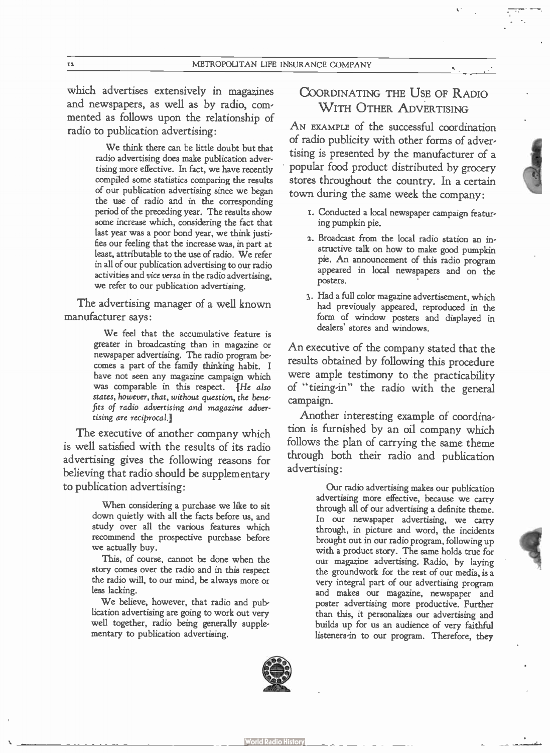which advertises extensively in magazines and newspapers, as well as by radio, commented as follows upon the relationship of radio to publication advertising:

> We think there can be little doubt but that radio advertising does make publication advertising more effective. In fact, we have recently compiled some statistics comparing the results of our publication advertising since we began the use of radio and in the corresponding period of the preceding year. The results show some increase which, considering the fact that last year was a poor bond year, we think justifies our feeling that the increase was, in part at least, attributable to the use of radio. We refer in all of our publication advertising to our radio activities and *vice versa* in the radio advertising, we refer to our publication advertising.

The advertising manager of a well known manufacturer says:

> We feel that the accumulative feature is greater in broadcasting than in magazine or newspaper advertising. The radio program becomes a part of the family thinking habit. I have not seen any magazine campaign which was comparable in this respect. [*He also states, however, that, without question, the benefits of radio advertising and magazine advertising are reciprocal.*]

The executive of another company which is well satisfied with the results of its radio advertising gives the following reasons for believing that radio should be supplementary to publication advertising:

> When considering a purchase we like to sit down quietly with all the facts before us, and study over all the various features which recommend the prospective purchase before we actually buy.
>
> This, of course, cannot be done when the story comes over the radio and in this respect the radio will, to our mind, be always more or less lacking.
>
> We believe, however, that radio and publication advertising are going to work out very well together, radio being generally supplementary to publication advertising.

## Coordinating the Use of Radio With Other Advertising

An example of the successful coordination of radio publicity with other forms of advertising is presented by the manufacturer of a popular food product distributed by grocery stores throughout the country. In a certain town during the same week the company:

1. Conducted a local newspaper campaign featuring pumpkin pie.
2. Broadcast from the local radio station an instructive talk on how to make good pumpkin pie. An announcement of this radio program appeared in local newspapers and on the posters.
3. Had a full color magazine advertisement, which had previously appeared, reproduced in the form of window posters and displayed in dealers' stores and windows.

An executive of the company stated that the results obtained by following this procedure were ample testimony to the practicability of "tieing-in" the radio with the general campaign.

Another interesting example of coordination is furnished by an oil company which follows the plan of carrying the same theme through both their radio and publication advertising:

> Our radio advertising makes our publication advertising more effective, because we carry through all of our advertising a definite theme. In our newspaper advertising, we carry through, in picture and word, the incidents brought out in our radio program, following up with a product story. The same holds true for our magazine advertising. Radio, by laying the groundwork for the rest of our media, is a very integral part of our advertising program and makes our magazine, newspaper and poster advertising more productive. Further than this, it personalizes our advertising and builds up for us an audience of very faithful listeners-in to our program. Therefore, they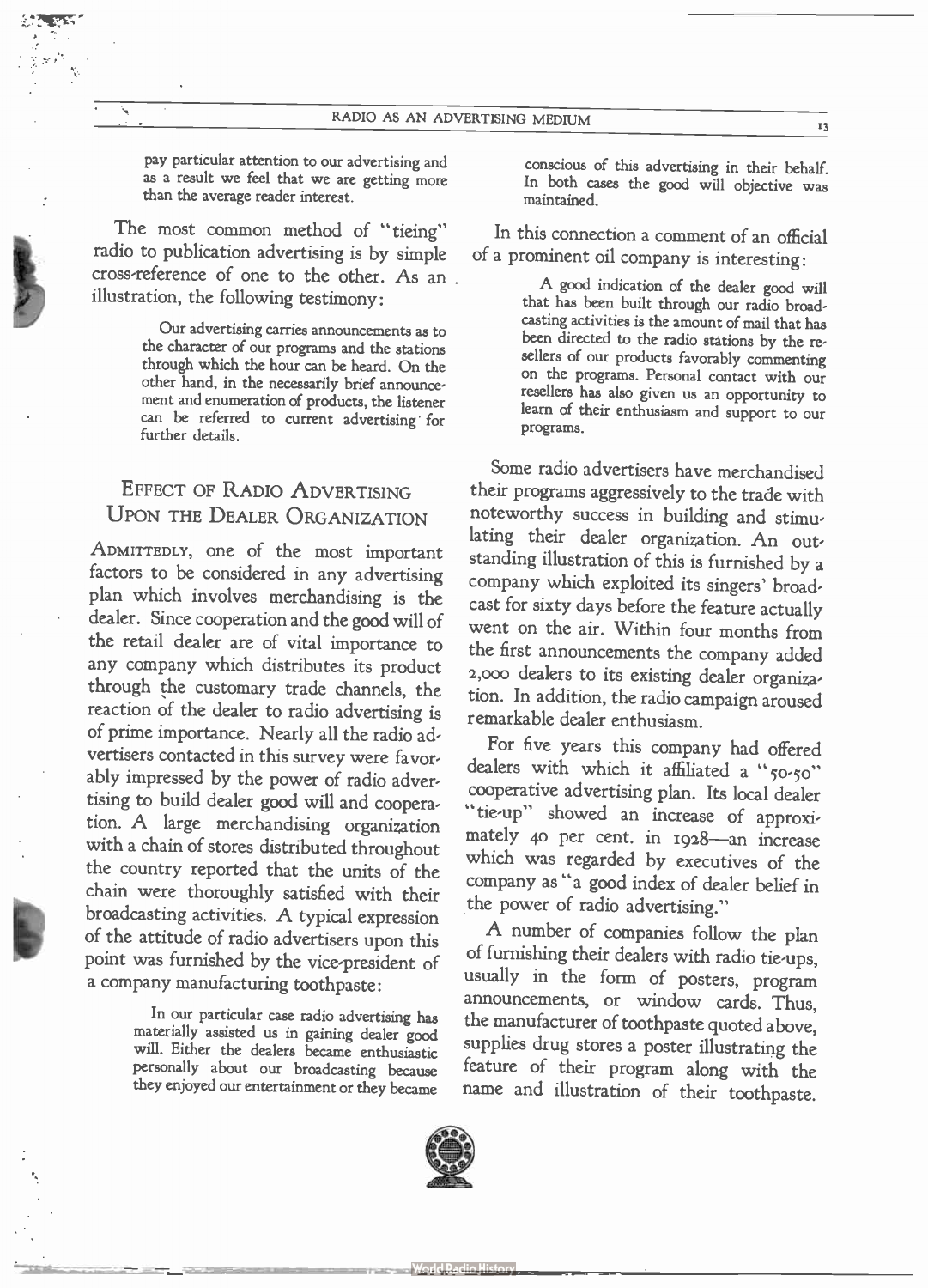pay particular attention to our advertising and as a result we feel that we are getting more than the average reader interest.

The most common method of "tieing" radio to publication advertising is by simple cross-reference of one to the other. As an illustration, the following testimony:

> Our advertising carries announcements as to the character of our programs and the stations through which the hour can be heard. On the other hand, in the necessarily brief announcement and enumeration of products, the listener can be referred to current advertising for further details.

## Effect of Radio Advertising Upon the Dealer Organization

Admittedly, one of the most important factors to be considered in any advertising plan which involves merchandising is the dealer. Since cooperation and the good will of the retail dealer are of vital importance to any company which distributes its product through the customary trade channels, the reaction of the dealer to radio advertising is of prime importance. Nearly all the radio advertisers contacted in this survey were favorably impressed by the power of radio advertising to build dealer good will and cooperation. A large merchandising organization with a chain of stores distributed throughout the country reported that the units of the chain were thoroughly satisfied with their broadcasting activities. A typical expression of the attitude of radio advertisers upon this point was furnished by the vice-president of a company manufacturing toothpaste:

> In our particular case radio advertising has materially assisted us in gaining dealer good will. Either the dealers became enthusiastic personally about our broadcasting because they enjoyed our entertainment or they became conscious of this advertising in their behalf. In both cases the good will objective was maintained.

In this connection a comment of an official of a prominent oil company is interesting:

> A good indication of the dealer good will that has been built through our radio broadcasting activities is the amount of mail that has been directed to the radio stations by the resellers of our products favorably commenting on the programs. Personal contact with our resellers has also given us an opportunity to learn of their enthusiasm and support to our programs.

Some radio advertisers have merchandised their programs aggressively to the trade with noteworthy success in building and stimulating their dealer organization. An outstanding illustration of this is furnished by a company which exploited its singers' broadcast for sixty days before the feature actually went on the air. Within four months from the first announcements the company added 2,000 dealers to its existing dealer organization. In addition, the radio campaign aroused remarkable dealer enthusiasm.

For five years this company had offered dealers with which it affiliated a "50-50" cooperative advertising plan. Its local dealer "tie-up" showed an increase of approximately 40 per cent. in 1928—an increase which was regarded by executives of the company as "a good index of dealer belief in the power of radio advertising."

A number of companies follow the plan of furnishing their dealers with radio tie-ups, usually in the form of posters, program announcements, or window cards. Thus, the manufacturer of toothpaste quoted above, supplies drug stores a poster illustrating the feature of their program along with the name and illustration of their toothpaste.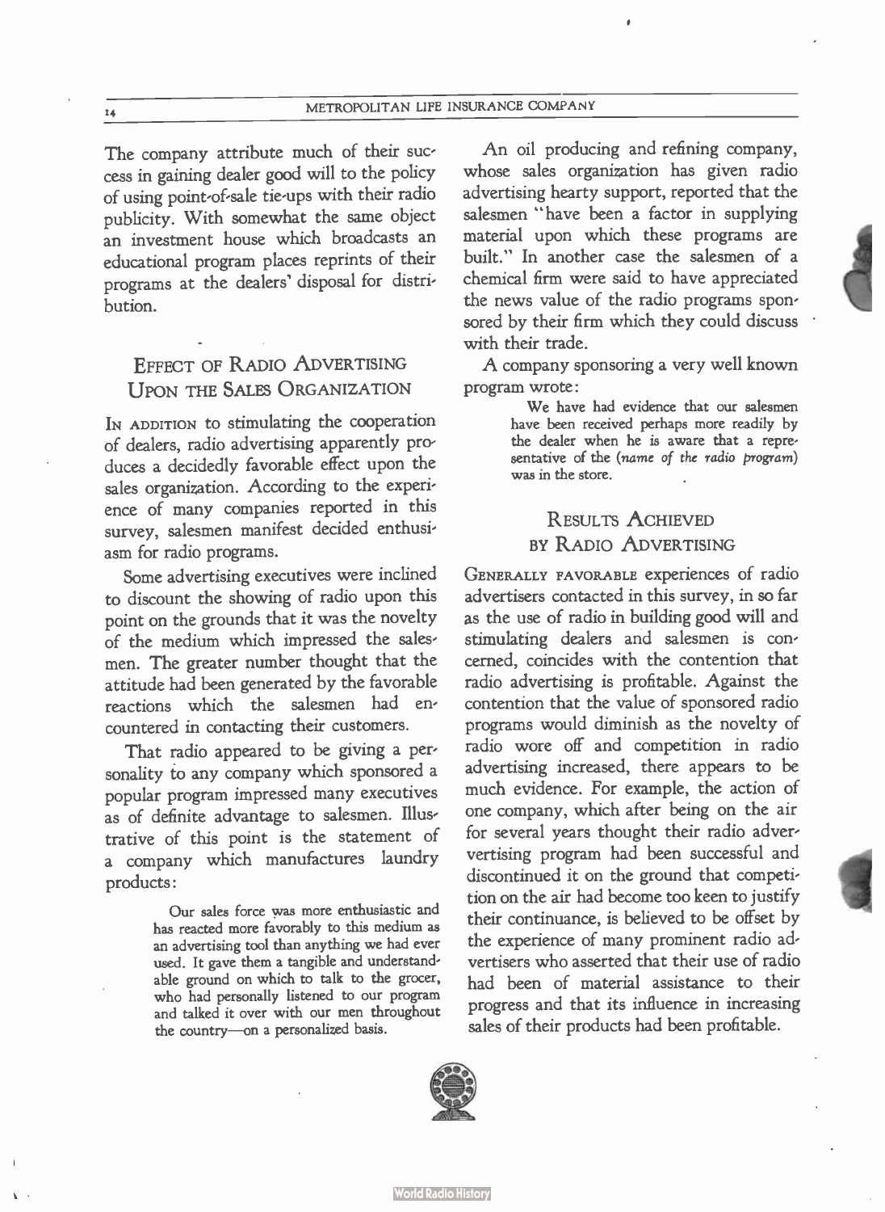The company attribute much of their success in gaining dealer good will to the policy of using point-of-sale tie-ups with their radio publicity. With somewhat the same object an investment house which broadcasts an educational program places reprints of their programs at the dealers' disposal for distribution.

## Effect of Radio Advertising Upon the Sales Organization

In addition to stimulating the cooperation of dealers, radio advertising apparently produces a decidedly favorable effect upon the sales organization. According to the experience of many companies reported in this survey, salesmen manifest decided enthusiasm for radio programs.

Some advertising executives were inclined to discount the showing of radio upon this point on the grounds that it was the novelty of the medium which impressed the salesmen. The greater number thought that the attitude had been generated by the favorable reactions which the salesmen had encountered in contacting their customers.

That radio appeared to be giving a personality to any company which sponsored a popular program impressed many executives as of definite advantage to salesmen. Illustrative of this point is the statement of a company which manufactures laundry products:

> Our sales force was more enthusiastic and has reacted more favorably to this medium as an advertising tool than anything we had ever used. It gave them a tangible and understandable ground on which to talk to the grocer, who had personally listened to our program and talked it over with our men throughout the country—on a personalized basis.

An oil producing and refining company, whose sales organization has given radio advertising hearty support, reported that the salesmen "have been a factor in supplying material upon which these programs are built." In another case the salesmen of a chemical firm were said to have appreciated the news value of the radio programs sponsored by their firm which they could discuss with their trade.

A company sponsoring a very well known program wrote:

> We have had evidence that our salesmen have been received perhaps more readily by the dealer when he is aware that a representative of the (*name of the radio program*) was in the store.

## Results Achieved by Radio Advertising

Generally favorable experiences of radio advertisers contacted in this survey, in so far as the use of radio in building good will and stimulating dealers and salesmen is concerned, coincides with the contention that radio advertising is profitable. Against the contention that the value of sponsored radio programs would diminish as the novelty of radio wore off and competition in radio advertising increased, there appears to be much evidence. For example, the action of one company, which after being on the air for several years thought their radio adververtising program had been successful and discontinued it on the ground that competition on the air had become too keen to justify their continuance, is believed to be offset by the experience of many prominent radio advertisers who asserted that their use of radio had been of material assistance to their progress and that its influence in increasing sales of their products had been profitable.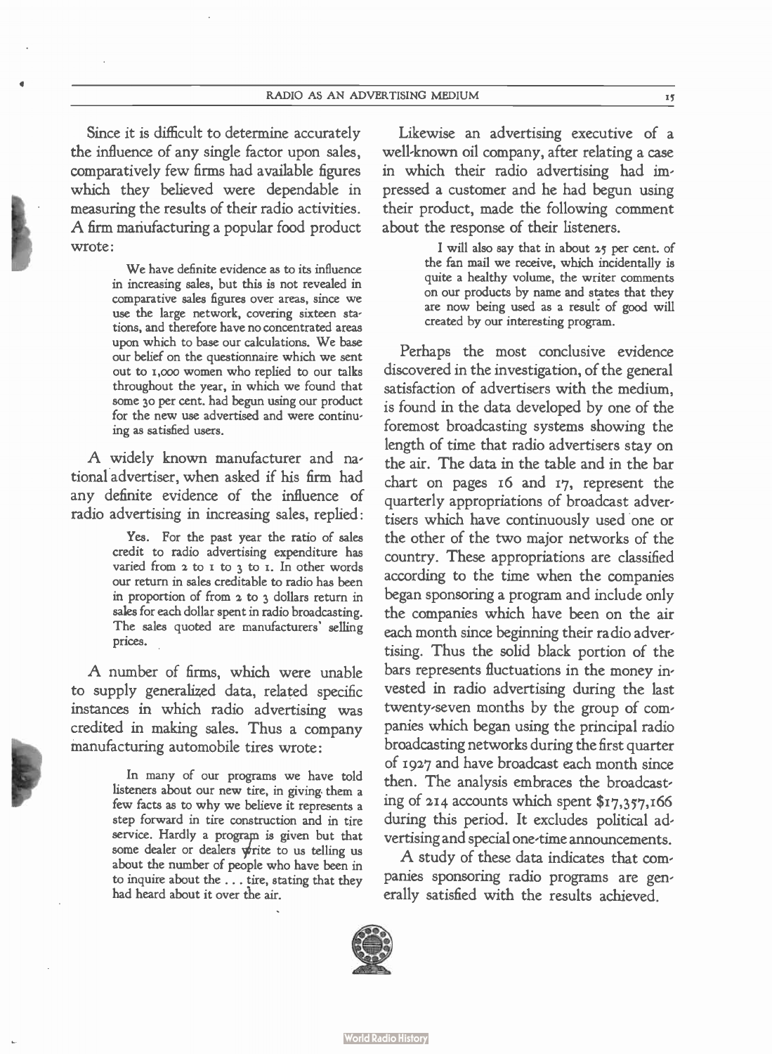Since it is difficult to determine accurately the influence of any single factor upon sales, comparatively few firms had available figures which they believed were dependable in measuring the results of their radio activities. A firm manufacturing a popular food product wrote:

> We have definite evidence as to its influence in increasing sales, but this is not revealed in comparative sales figures over areas, since we use the large network, covering sixteen stations, and therefore have no concentrated areas upon which to base our calculations. We base our belief on the questionnaire which we sent out to 1,000 women who replied to our talks throughout the year, in which we found that some 30 per cent. had begun using our product for the new use advertised and were continuing as satisfied users.

A widely known manufacturer and national advertiser, when asked if his firm had any definite evidence of the influence of radio advertising in increasing sales, replied:

> Yes. For the past year the ratio of sales credit to radio advertising expenditure has varied from 2 to 1 to 3 to 1. In other words our return in sales creditable to radio has been in proportion of from 2 to 3 dollars return in sales for each dollar spent in radio broadcasting. The sales quoted are manufacturers' selling prices.

A number of firms, which were unable to supply generalized data, related specific instances in which radio advertising was credited in making sales. Thus a company manufacturing automobile tires wrote:

> In many of our programs we have told listeners about our new tire, in giving them a few facts as to why we believe it represents a step forward in tire construction and in tire service. Hardly a program is given but that some dealer or dealers write to us telling us about the number of people who have been in to inquire about the . . . tire, stating that they had heard about it over the air.

Likewise an advertising executive of a well-known oil company, after relating a case in which their radio advertising had impressed a customer and he had begun using their product, made the following comment about the response of their listeners.

> I will also say that in about 25 per cent. of the fan mail we receive, which incidentally is quite a healthy volume, the writer comments on our products by name and states that they are now being used as a result of good will created by our interesting program.

Perhaps the most conclusive evidence discovered in the investigation, of the general satisfaction of advertisers with the medium, is found in the data developed by one of the foremost broadcasting systems showing the length of time that radio advertisers stay on the air. The data in the table and in the bar chart on pages 16 and 17, represent the quarterly appropriations of broadcast advertisers which have continuously used one or the other of the two major networks of the country. These appropriations are classified according to the time when the companies began sponsoring a program and include only the companies which have been on the air each month since beginning their radio advertising. Thus the solid black portion of the bars represents fluctuations in the money invested in radio advertising during the last twenty-seven months by the group of companies which began using the principal radio broadcasting networks during the first quarter of 1927 and have broadcast each month since then. The analysis embraces the broadcasting of 214 accounts which spent $17,357,166 during this period. It excludes political advertising and special one-time announcements.

A study of these data indicates that companies sponsoring radio programs are generally satisfied with the results achieved.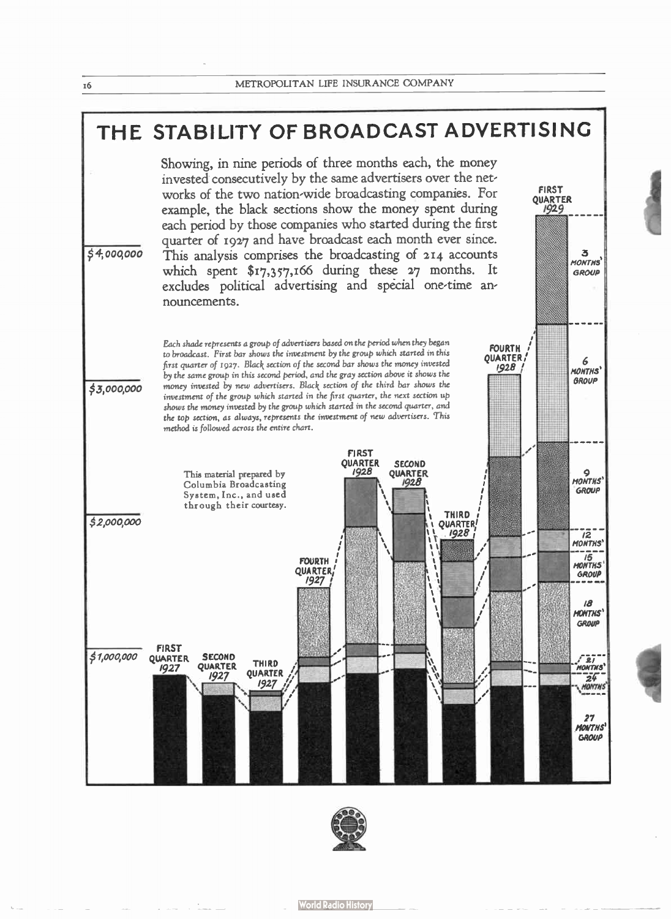# THE STABILITY OF BROADCAST ADVERTISING

Showing, in nine periods of three months each, the money invested consecutively by the same advertisers over the networks of the two nation-wide broadcasting companies. For example, the black sections show the money spent during each period by those companies who started during the first quarter of 1927 and have broadcast each month ever since. This analysis comprises the broadcasting of 214 accounts which spent $17,357,166 during these 27 months. It excludes political advertising and special one-time announcements.

*Each shade represents a group of advertisers based on the period when they began to broadcast. First bar shows the investment by the group which started in this first quarter of 1927. Black section of the second bar shows the money invested by the same group in this second period, and the gray section above it shows the money invested by new advertisers. Black section of the third bar shows the investment of the group which started in the first quarter, the next section up shows the money invested by the group which started in the second quarter, and the top section, as always, represents the investment of new advertisers. This method is followed across the entire chart.*

This material prepared by Columbia Broadcasting System, Inc., and used through their courtesy.

$4,000,000

$3,000,000

$2,000,000

$1,000,000

FIRST QUARTER 1927

SECOND QUARTER 1927

THIRD QUARTER 1927

FOURTH QUARTER 1927

FIRST QUARTER 1928

SECOND QUARTER 1928

THIRD QUARTER 1928

FOURTH QUARTER 1928

FIRST QUARTER 1929

3 MONTHS' GROUP

6 MONTHS' GROUP

9 MONTHS' GROUP

12 MONTHS'

15 MONTHS' GROUP

18 MONTHS' GROUP

21 MONTHS'

24 MONTHS'

27 MONTHS' GROUP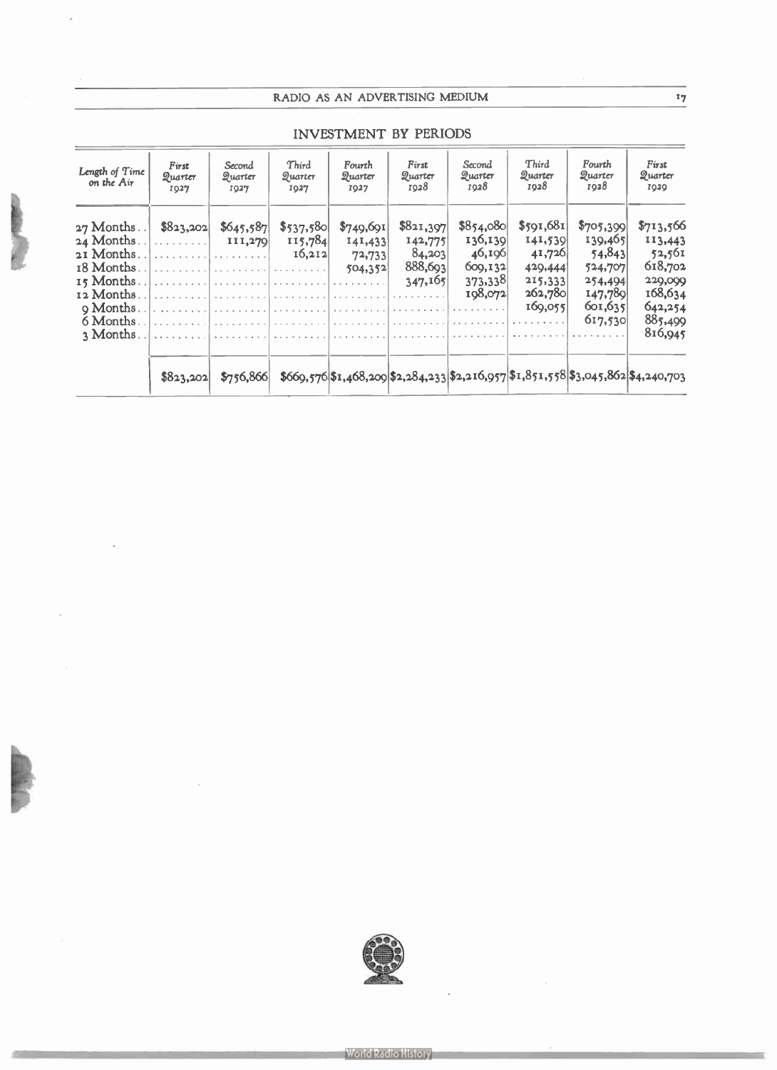## INVESTMENT BY PERIODS

| Length of Time on the Air | First Quarter 1927 | Second Quarter 1927 | Third Quarter 1927 | Fourth Quarter 1927 | First Quarter 1928 | Second Quarter 1928 | Third Quarter 1928 | Fourth Quarter 1928 | First Quarter 1929 |
|---|---|---|---|---|---|---|---|---|---|
| 27 Months.. | $823,202 | $645,587 | $537,580 | $749,691 | $821,397 | $854,080 | $591,681 | $705,399 | $713,566 |
| 24 Months.. | ......... | 111,279 | 115,784 | 141,433 | 142,775 | 136,139 | 141,539 | 139,465 | 113,443 |
| 21 Months.. | ......... | ......... | 16,212 | 72,733 | 84,203 | 46,196 | 41,726 | 54,843 | 52,561 |
| 18 Months.. | ......... | ......... | ......... | 504,352 | 888,693 | 609,132 | 429,444 | 524,707 | 618,702 |
| 15 Months.. | ......... | ......... | ......... | ......... | 347,165 | 373,338 | 215,333 | 254,494 | 229,099 |
| 12 Months.. | ......... | ......... | ......... | ......... | ......... | 198,072 | 262,780 | 147,789 | 168,634 |
| 9 Months.. | ......... | ......... | ......... | ......... | ......... | ......... | 169,055 | 601,635 | 642,254 |
| 6 Months.. | ......... | ......... | ......... | ......... | ......... | ......... | ......... | 617,530 | 885,499 |
| 3 Months.. | ......... | ......... | ......... | ......... | ......... | ......... | ......... | ......... | 816,945 |
| | $823,202 | $756,866 | $669,576 | $1,468,209 | $2,284,233 | $2,216,957 | $1,851,558 | $3,045,862 | $4,240,703 |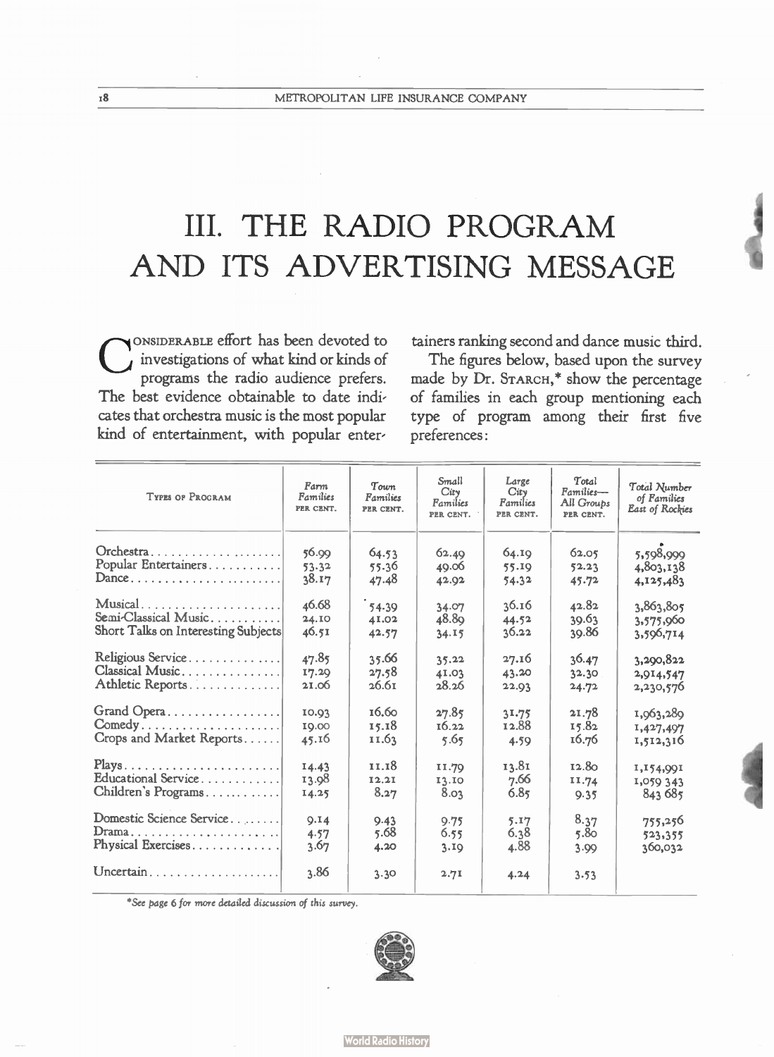# III. THE RADIO PROGRAM AND ITS ADVERTISING MESSAGE

Considerable effort has been devoted to investigations of what kind or kinds of programs the radio audience prefers. The best evidence obtainable to date indicates that orchestra music is the most popular kind of entertainment, with popular entertainers ranking second and dance music third.

The figures below, based upon the survey made by Dr. Starch,* show the percentage of families in each group mentioning each type of program among their first five preferences:

| Types of Program | *Farm Families* PER CENT. | *Town Families* PER CENT. | *Small City Families* PER CENT. | *Large City Families* PER CENT. | *Total Families— All Groups* PER CENT. | *Total Number of Families East of Rockies* |
|---|---|---|---|---|---|---|
| Orchestra | 56.99 | 64.53 | 62.49 | 64.19 | 62.05 | 5,598,999 |
| Popular Entertainers | 53.32 | 55.36 | 49.06 | 55.19 | 52.23 | 4,803,138 |
| Dance | 38.17 | 47.48 | 42.92 | 54.32 | 45.72 | 4,125,483 |
| Musical | 46.68 | 54.39 | 34.07 | 36.16 | 42.82 | 3,863,805 |
| Semi-Classical Music | 24.10 | 41.02 | 48.89 | 44.52 | 39.63 | 3,575,960 |
| Short Talks on Interesting Subjects | 46.51 | 42.57 | 34.15 | 36.22 | 39.86 | 3,596,714 |
| Religious Service | 47.85 | 35.66 | 35.22 | 27.16 | 36.47 | 3,290,822 |
| Classical Music | 17.29 | 27.58 | 41.03 | 43.20 | 32.30 | 2,914,547 |
| Athletic Reports | 21.06 | 26.61 | 28.26 | 22.93 | 24.72 | 2,230,576 |
| Grand Opera | 10.93 | 16.60 | 27.85 | 31.75 | 21.78 | 1,963,289 |
| Comedy | 19.00 | 15.18 | 16.22 | 12.88 | 15.82 | 1,427,497 |
| Crops and Market Reports | 45.16 | 11.63 | 5.65 | 4.59 | 16.76 | 1,512,316 |
| Plays | 14.43 | 11.18 | 11.79 | 13.81 | 12.80 | 1,154,991 |
| Educational Service | 13.98 | 12.21 | 13.10 | 7.66 | 11.74 | 1,059 343 |
| Children's Programs | 14.25 | 8.27 | 8.03 | 6.85 | 9.35 | 843 685 |
| Domestic Science Service | 9.14 | 9.43 | 9.75 | 5.17 | 8.37 | 755,256 |
| Drama | 4.57 | 5.68 | 6.55 | 6.38 | 5.80 | 523,355 |
| Physical Exercises | 3.67 | 4.20 | 3.19 | 4.88 | 3.99 | 360,032 |
| Uncertain | 3.86 | 3.30 | 2.71 | 4.24 | 3.53 | |

*See page 6 for more detailed discussion of this survey.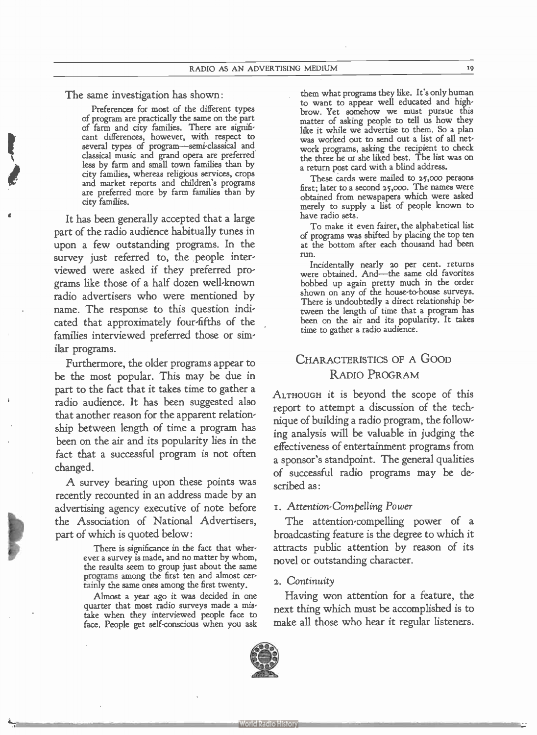The same investigation has shown:

> Preferences for most of the different types of program are practically the same on the part of farm and city families. There are significant differences, however, with respect to several types of program—semi-classical and classical music and grand opera are preferred less by farm and small town families than by city families, whereas religious services, crops and market reports and children's programs are preferred more by farm families than by city families.

It has been generally accepted that a large part of the radio audience habitually tunes in upon a few outstanding programs. In the survey just referred to, the people interviewed were asked if they preferred programs like those of a half dozen well-known radio advertisers who were mentioned by name. The response to this question indicated that approximately four-fifths of the families interviewed preferred those or similar programs.

Furthermore, the older programs appear to be the most popular. This may be due in part to the fact that it takes time to gather a radio audience. It has been suggested also that another reason for the apparent relationship between length of time a program has been on the air and its popularity lies in the fact that a successful program is not often changed.

A survey bearing upon these points was recently recounted in an address made by an advertising agency executive of note before the Association of National Advertisers, part of which is quoted below:

> There is significance in the fact that wherever a survey is made, and no matter by whom, the results seem to group just about the same programs among the first ten and almost certainly the same ones among the first twenty.
>
> Almost a year ago it was decided in one quarter that most radio surveys made a mistake when they interviewed people face to face. People get self-conscious when you ask them what programs they like. It's only human to want to appear well educated and highbrow. Yet somehow we must pursue this matter of asking people to tell us how they like it while we advertise to them. So a plan was worked out to send out a list of all network programs, asking the recipient to check the three he or she liked best. The list was on a return post card with a blind address.
>
> These cards were mailed to 25,000 persons first; later to a second 25,000. The names were obtained from newspapers which were asked merely to supply a list of people known to have radio sets.
>
> To make it even fairer, the alphabetical list of programs was shifted by placing the top ten at the bottom after each thousand had been run.
>
> Incidentally nearly 20 per cent. returns were obtained. And—the same old favorites bobbed up again pretty much in the order shown on any of the house-to-house surveys. There is undoubtedly a direct relationship between the length of time that a program has been on the air and its popularity. It takes time to gather a radio audience.

## Characteristics of a Good Radio Program

Although it is beyond the scope of this report to attempt a discussion of the technique of building a radio program, the following analysis will be valuable in judging the effectiveness of entertainment programs from a sponsor's standpoint. The general qualities of successful radio programs may be described as:

### 1. *Attention-Compelling Power*

The attention-compelling power of a broadcasting feature is the degree to which it attracts public attention by reason of its novel or outstanding character.

### 2. *Continuity*

Having won attention for a feature, the next thing which must be accomplished is to make all those who hear it regular listeners.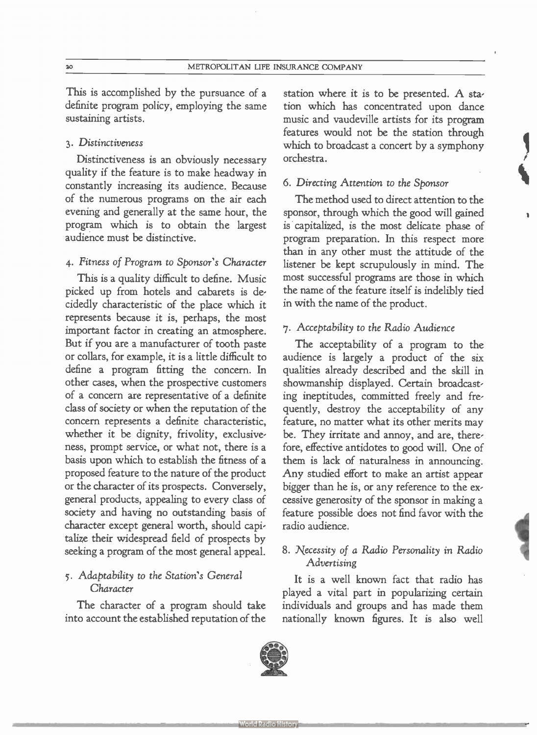This is accomplished by the pursuance of a definite program policy, employing the same sustaining artists.

### 3. *Distinctiveness*

Distinctiveness is an obviously necessary quality if the feature is to make headway in constantly increasing its audience. Because of the numerous programs on the air each evening and generally at the same hour, the program which is to obtain the largest audience must be distinctive.

### 4. *Fitness of Program to Sponsor's Character*

This is a quality difficult to define. Music picked up from hotels and cabarets is decidedly characteristic of the place which it represents because it is, perhaps, the most important factor in creating an atmosphere. But if you are a manufacturer of tooth paste or collars, for example, it is a little difficult to define a program fitting the concern. In other cases, when the prospective customers of a concern are representative of a definite class of society or when the reputation of the concern represents a definite characteristic, whether it be dignity, frivolity, exclusiveness, prompt service, or what not, there is a basis upon which to establish the fitness of a proposed feature to the nature of the product or the character of its prospects. Conversely, general products, appealing to every class of society and having no outstanding basis of character except general worth, should capitalize their widespread field of prospects by seeking a program of the most general appeal.

### 5. *Adaptability to the Station's General Character*

The character of a program should take into account the established reputation of the station where it is to be presented. A station which has concentrated upon dance music and vaudeville artists for its program features would not be the station through which to broadcast a concert by a symphony orchestra.

### 6. *Directing Attention to the Sponsor*

The method used to direct attention to the sponsor, through which the good will gained is capitalized, is the most delicate phase of program preparation. In this respect more than in any other must the attitude of the listener be kept scrupulously in mind. The most successful programs are those in which the name of the feature itself is indelibly tied in with the name of the product.

### 7. *Acceptability to the Radio Audience*

The acceptability of a program to the audience is largely a product of the six qualities already described and the skill in showmanship displayed. Certain broadcasting ineptitudes, committed freely and frequently, destroy the acceptability of any feature, no matter what its other merits may be. They irritate and annoy, and are, therefore, effective antidotes to good will. One of them is lack of naturalness in announcing. Any studied effort to make an artist appear bigger than he is, or any reference to the excessive generosity of the sponsor in making a feature possible does not find favor with the radio audience.

### 8. *Necessity of a Radio Personality in Radio Advertising*

It is a well known fact that radio has played a vital part in popularizing certain individuals and groups and has made them nationally known figures. It is also well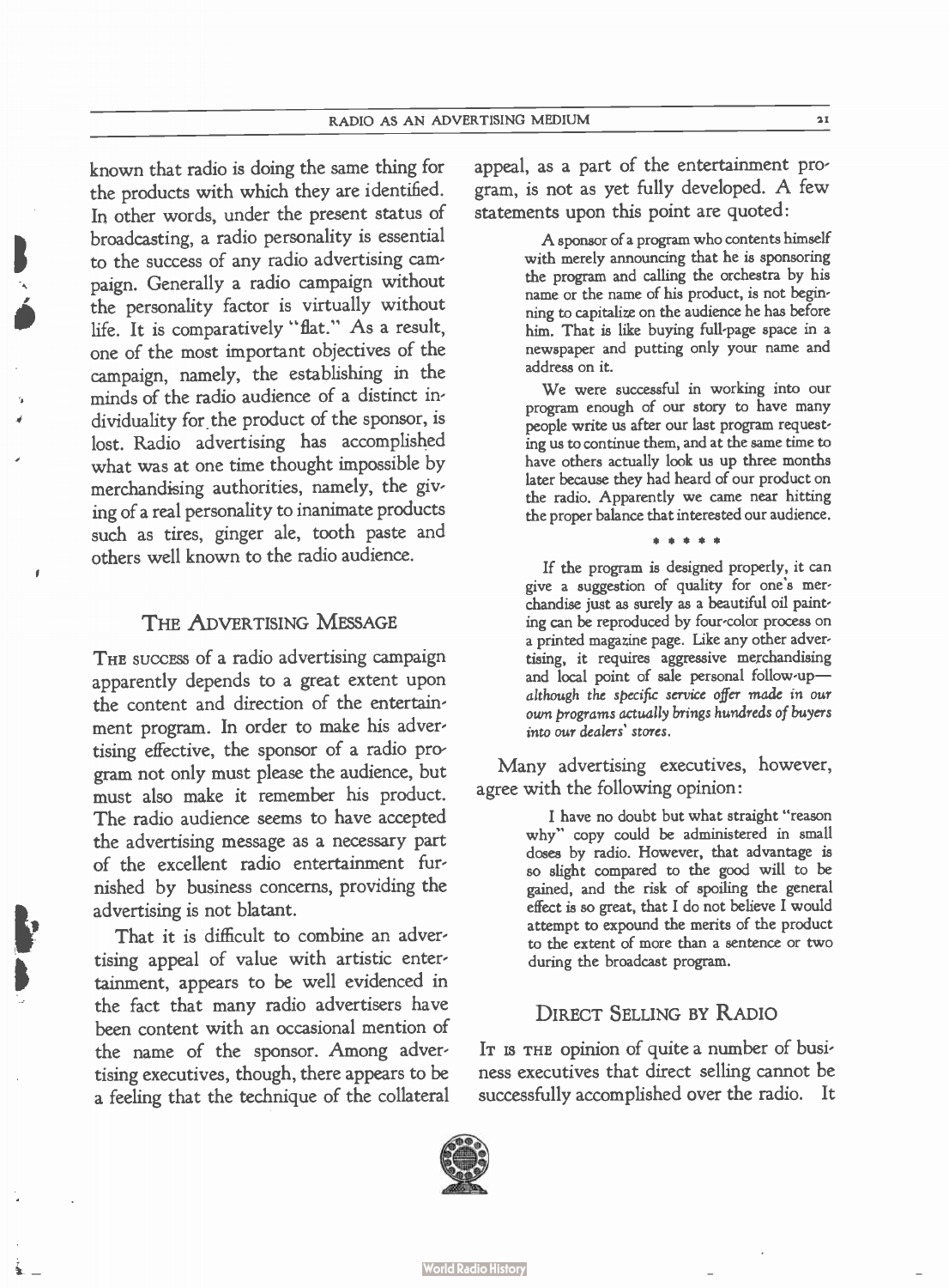known that radio is doing the same thing for the products with which they are identified. In other words, under the present status of broadcasting, a radio personality is essential to the success of any radio advertising campaign. Generally a radio campaign without the personality factor is virtually without life. It is comparatively "flat." As a result, one of the most important objectives of the campaign, namely, the establishing in the minds of the radio audience of a distinct individuality for the product of the sponsor, is lost. Radio advertising has accomplished what was at one time thought impossible by merchandising authorities, namely, the giving of a real personality to inanimate products such as tires, ginger ale, tooth paste and others well known to the radio audience.

## The Advertising Message

The success of a radio advertising campaign apparently depends to a great extent upon the content and direction of the entertainment program. In order to make his advertising effective, the sponsor of a radio program not only must please the audience, but must also make it remember his product. The radio audience seems to have accepted the advertising message as a necessary part of the excellent radio entertainment furnished by business concerns, providing the advertising is not blatant.

That it is difficult to combine an advertising appeal of value with artistic entertainment, appears to be well evidenced in the fact that many radio advertisers have been content with an occasional mention of the name of the sponsor. Among advertising executives, though, there appears to be a feeling that the technique of the collateral appeal, as a part of the entertainment program, is not as yet fully developed. A few statements upon this point are quoted:

> A sponsor of a program who contents himself with merely announcing that he is sponsoring the program and calling the orchestra by his name or the name of his product, is not beginning to capitalize on the audience he has before him. That is like buying full-page space in a newspaper and putting only your name and address on it.
>
> We were successful in working into our program enough of our story to have many people write us after our last program requesting us to continue them, and at the same time to have others actually look us up three months later because they had heard of our product on the radio. Apparently we came near hitting the proper balance that interested our audience.
>
> \* \* \* \* \*
>
> If the program is designed properly, it can give a suggestion of quality for one's merchandise just as surely as a beautiful oil painting can be reproduced by four-color process on a printed magazine page. Like any other advertising, it requires aggressive merchandising and local point of sale personal follow-up—*although the specific service offer made in our own programs actually brings hundreds of buyers into our dealers' stores.*

Many advertising executives, however, agree with the following opinion:

> I have no doubt but what straight "reason why" copy could be administered in small doses by radio. However, that advantage is so slight compared to the good will to be gained, and the risk of spoiling the general effect is so great, that I do not believe I would attempt to expound the merits of the product to the extent of more than a sentence or two during the broadcast program.

## Direct Selling by Radio

It is the opinion of quite a number of business executives that direct selling cannot be successfully accomplished over the radio. It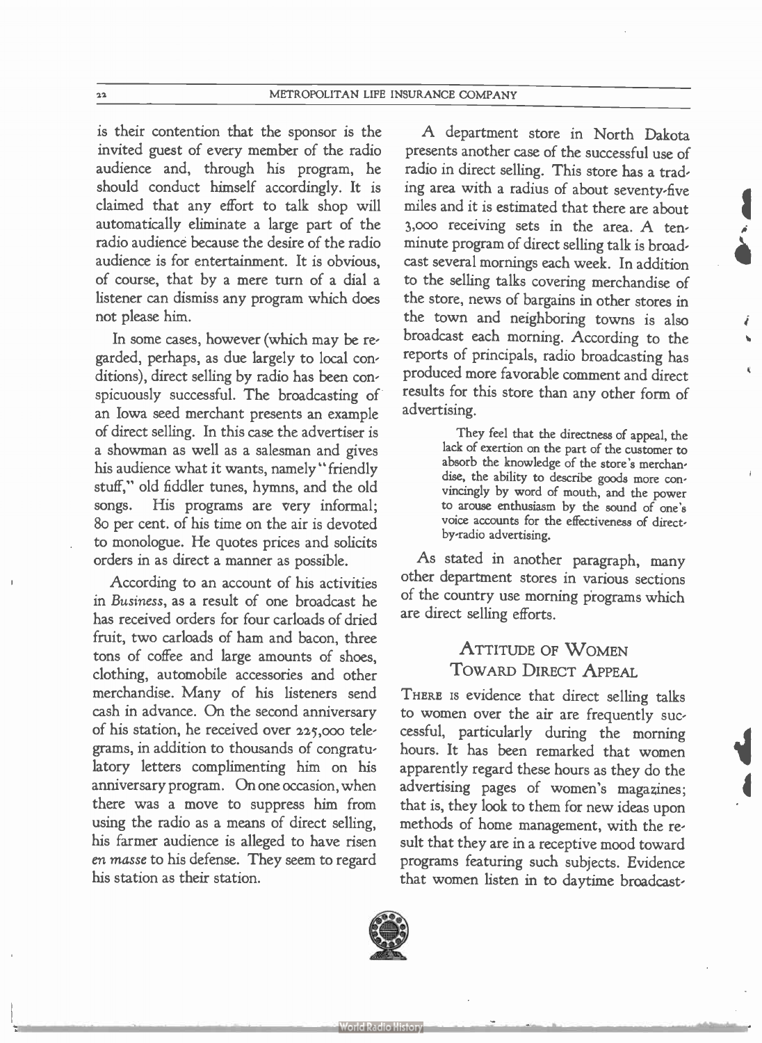is their contention that the sponsor is the invited guest of every member of the radio audience and, through his program, he should conduct himself accordingly. It is claimed that any effort to talk shop will automatically eliminate a large part of the radio audience because the desire of the radio audience is for entertainment. It is obvious, of course, that by a mere turn of a dial a listener can dismiss any program which does not please him.

In some cases, however (which may be regarded, perhaps, as due largely to local conditions), direct selling by radio has been conspicuously successful. The broadcasting of an Iowa seed merchant presents an example of direct selling. In this case the advertiser is a showman as well as a salesman and gives his audience what it wants, namely "friendly stuff," old fiddler tunes, hymns, and the old songs. His programs are very informal; 80 per cent. of his time on the air is devoted to monologue. He quotes prices and solicits orders in as direct a manner as possible.

According to an account of his activities in *Business*, as a result of one broadcast he has received orders for four carloads of dried fruit, two carloads of ham and bacon, three tons of coffee and large amounts of shoes, clothing, automobile accessories and other merchandise. Many of his listeners send cash in advance. On the second anniversary of his station, he received over 225,000 telegrams, in addition to thousands of congratulatory letters complimenting him on his anniversary program. On one occasion, when there was a move to suppress him from using the radio as a means of direct selling, his farmer audience is alleged to have risen *en masse* to his defense. They seem to regard his station as their station.

A department store in North Dakota presents another case of the successful use of radio in direct selling. This store has a trading area with a radius of about seventy-five miles and it is estimated that there are about 3,000 receiving sets in the area. A ten-minute program of direct selling talk is broadcast several mornings each week. In addition to the selling talks covering merchandise of the store, news of bargains in other stores in the town and neighboring towns is also broadcast each morning. According to the reports of principals, radio broadcasting has produced more favorable comment and direct results for this store than any other form of advertising.

> They feel that the directness of appeal, the lack of exertion on the part of the customer to absorb the knowledge of the store's merchandise, the ability to describe goods more convincingly by word of mouth, and the power to arouse enthusiasm by the sound of one's voice accounts for the effectiveness of direct-by-radio advertising.

As stated in another paragraph, many other department stores in various sections of the country use morning programs which are direct selling efforts.

## Attitude of Women Toward Direct Appeal

There is evidence that direct selling talks to women over the air are frequently successful, particularly during the morning hours. It has been remarked that women apparently regard these hours as they do the advertising pages of women's magazines; that is, they look to them for new ideas upon methods of home management, with the result that they are in a receptive mood toward programs featuring such subjects. Evidence that women listen in to daytime broadcast-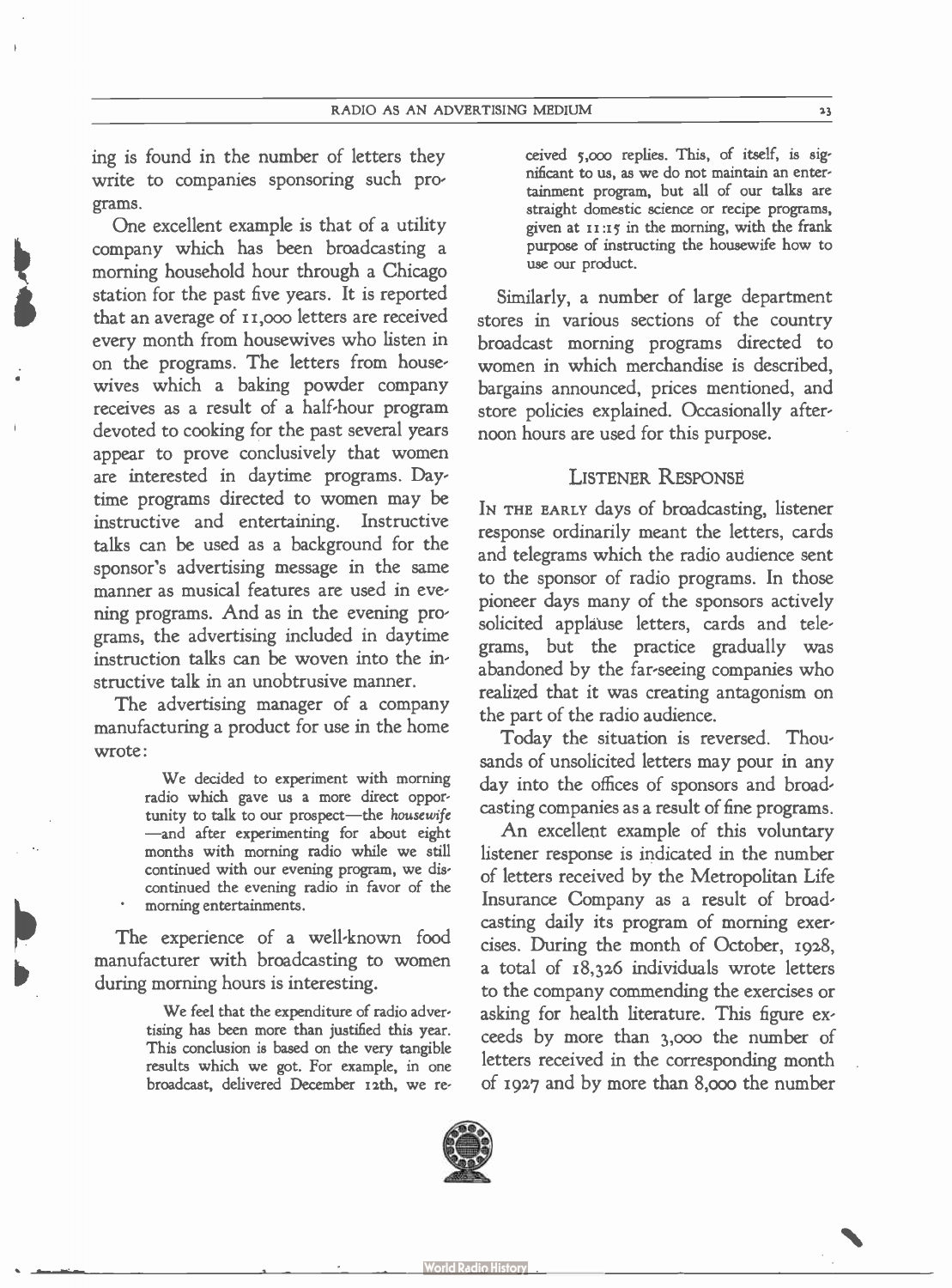ing is found in the number of letters they write to companies sponsoring such programs.

One excellent example is that of a utility company which has been broadcasting a morning household hour through a Chicago station for the past five years. It is reported that an average of 11,000 letters are received every month from housewives who listen in on the programs. The letters from housewives which a baking powder company receives as a result of a half-hour program devoted to cooking for the past several years appear to prove conclusively that women are interested in daytime programs. Daytime programs directed to women may be instructive and entertaining. Instructive talks can be used as a background for the sponsor's advertising message in the same manner as musical features are used in evening programs. And as in the evening programs, the advertising included in daytime instruction talks can be woven into the instructive talk in an unobtrusive manner.

The advertising manager of a company manufacturing a product for use in the home wrote:

> We decided to experiment with morning radio which gave us a more direct opportunity to talk to our prospect—the *housewife*—and after experimenting for about eight months with morning radio while we still continued with our evening program, we discontinued the evening radio in favor of the morning entertainments.

The experience of a well-known food manufacturer with broadcasting to women during morning hours is interesting.

> We feel that the expenditure of radio advertising has been more than justified this year. This conclusion is based on the very tangible results which we got. For example, in one broadcast, delivered December 12th, we received 5,000 replies. This, of itself, is significant to us, as we do not maintain an entertainment program, but all of our talks are straight domestic science or recipe programs, given at 11:15 in the morning, with the frank purpose of instructing the housewife how to use our product.

Similarly, a number of large department stores in various sections of the country broadcast morning programs directed to women in which merchandise is described, bargains announced, prices mentioned, and store policies explained. Occasionally afternoon hours are used for this purpose.

## Listener Response

In the early days of broadcasting, listener response ordinarily meant the letters, cards and telegrams which the radio audience sent to the sponsor of radio programs. In those pioneer days many of the sponsors actively solicited applause letters, cards and telegrams, but the practice gradually was abandoned by the far-seeing companies who realized that it was creating antagonism on the part of the radio audience.

Today the situation is reversed. Thousands of unsolicited letters may pour in any day into the offices of sponsors and broadcasting companies as a result of fine programs.

An excellent example of this voluntary listener response is indicated in the number of letters received by the Metropolitan Life Insurance Company as a result of broadcasting daily its program of morning exercises. During the month of October, 1928, a total of 18,326 individuals wrote letters to the company commending the exercises or asking for health literature. This figure exceeds by more than 3,000 the number of letters received in the corresponding month of 1927 and by more than 8,000 the number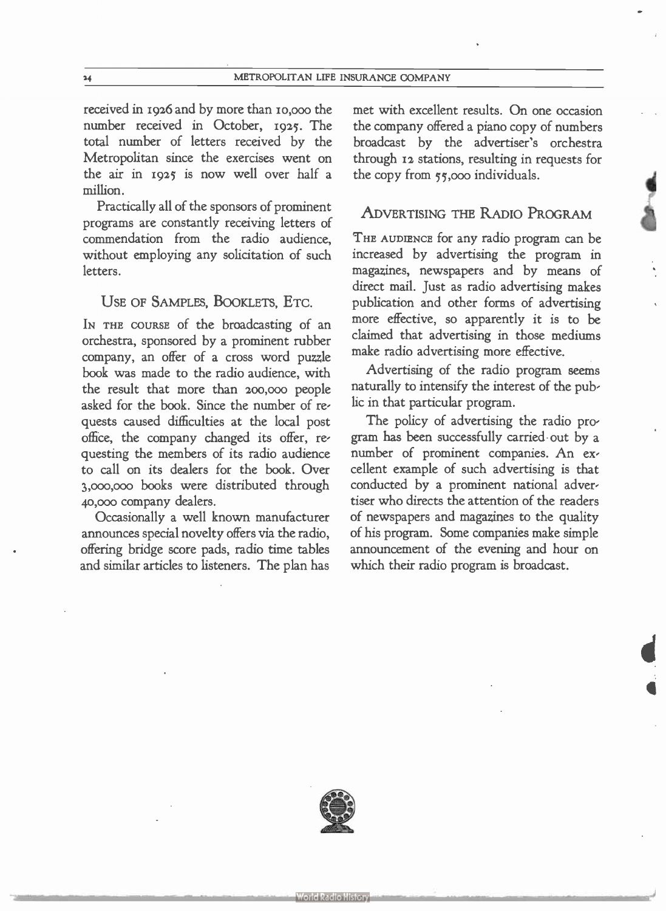received in 1926 and by more than 10,000 the number received in October, 1925. The total number of letters received by the Metropolitan since the exercises went on the air in 1925 is now well over half a million.

Practically all of the sponsors of prominent programs are constantly receiving letters of commendation from the radio audience, without employing any solicitation of such letters.

## Use of Samples, Booklets, Etc.

In the course of the broadcasting of an orchestra, sponsored by a prominent rubber company, an offer of a cross word puzzle book was made to the radio audience, with the result that more than 200,000 people asked for the book. Since the number of requests caused difficulties at the local post office, the company changed its offer, requesting the members of its radio audience to call on its dealers for the book. Over 3,000,000 books were distributed through 40,000 company dealers.

Occasionally a well known manufacturer announces special novelty offers via the radio, offering bridge score pads, radio time tables and similar articles to listeners. The plan has met with excellent results. On one occasion the company offered a piano copy of numbers broadcast by the advertiser's orchestra through 12 stations, resulting in requests for the copy from 55,000 individuals.

## Advertising the Radio Program

The audience for any radio program can be increased by advertising the program in magazines, newspapers and by means of direct mail. Just as radio advertising makes publication and other forms of advertising more effective, so apparently it is to be claimed that advertising in those mediums make radio advertising more effective.

Advertising of the radio program seems naturally to intensify the interest of the public in that particular program.

The policy of advertising the radio program has been successfully carried out by a number of prominent companies. An excellent example of such advertising is that conducted by a prominent national advertiser who directs the attention of the readers of newspapers and magazines to the quality of his program. Some companies make simple announcement of the evening and hour on which their radio program is broadcast.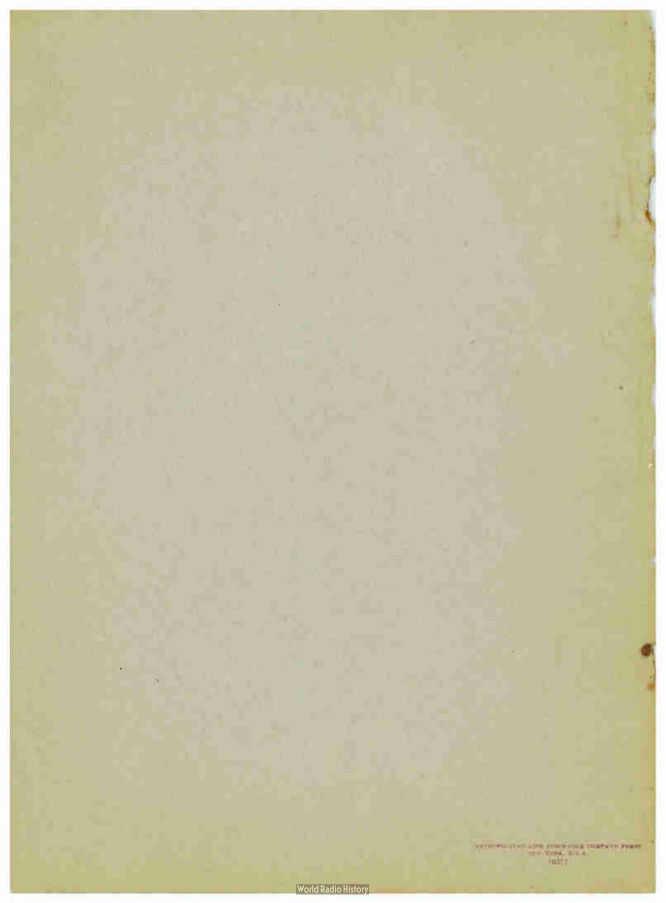METROPOLITAN LIFE INSURANCE COMPANY PRESS
NEW YORK, U.S.A.